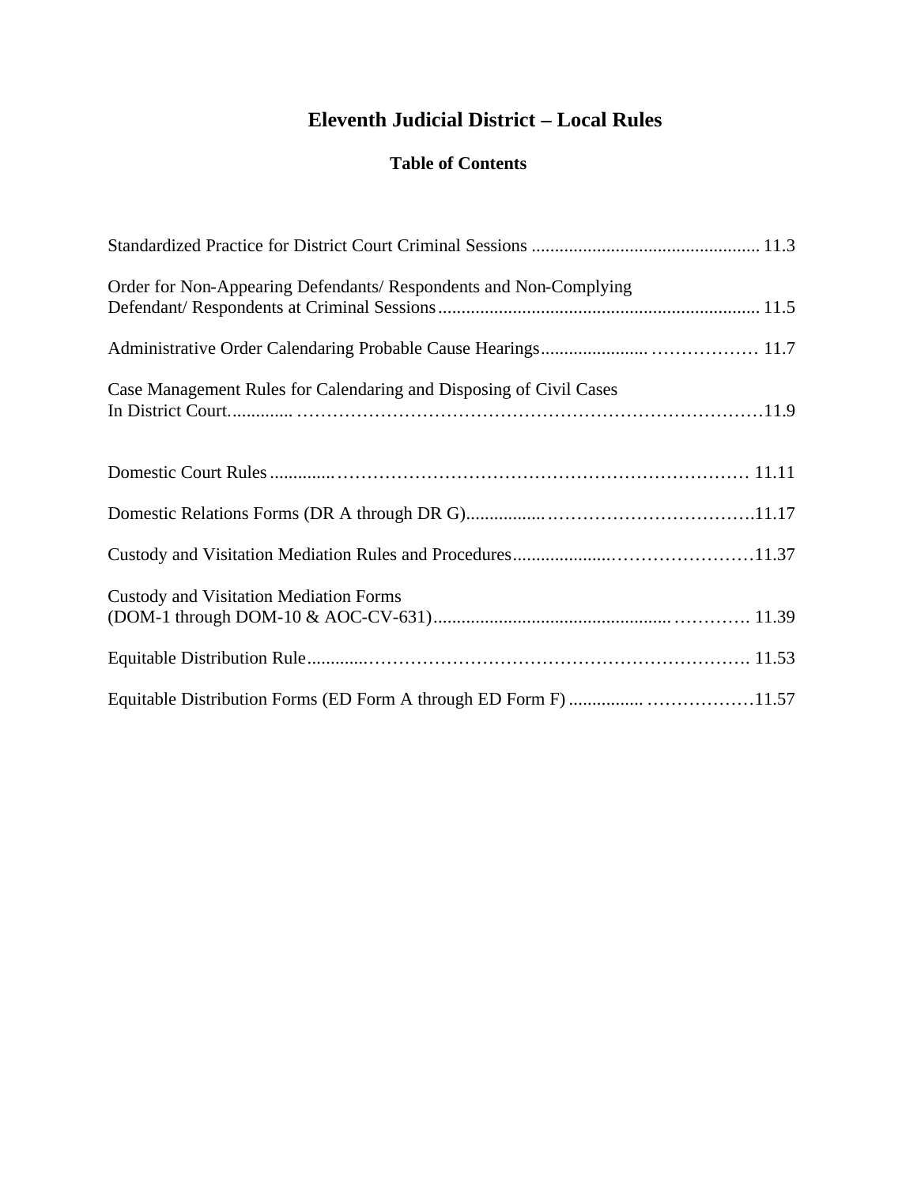# Eleventh Judicial District – Local Rules

## Table of Contents

| | |
|---|---|
| Standardized Practice for District Court Criminal Sessions | 11.3 |
| Order for Non-Appearing Defendants/ Respondents and Non-Complying Defendant/ Respondents at Criminal Sessions | 11.5 |
| Administrative Order Calendaring Probable Cause Hearings | 11.7 |
| Case Management Rules for Calendaring and Disposing of Civil Cases In District Court | 11.9 |
| Domestic Court Rules | 11.11 |
| Domestic Relations Forms (DR A through DR G) | 11.17 |
| Custody and Visitation Mediation Rules and Procedures | 11.37 |
| Custody and Visitation Mediation Forms (DOM-1 through DOM-10 & AOC-CV-631) | 11.39 |
| Equitable Distribution Rule | 11.53 |
| Equitable Distribution Forms (ED Form A through ED Form F) | 11.57 |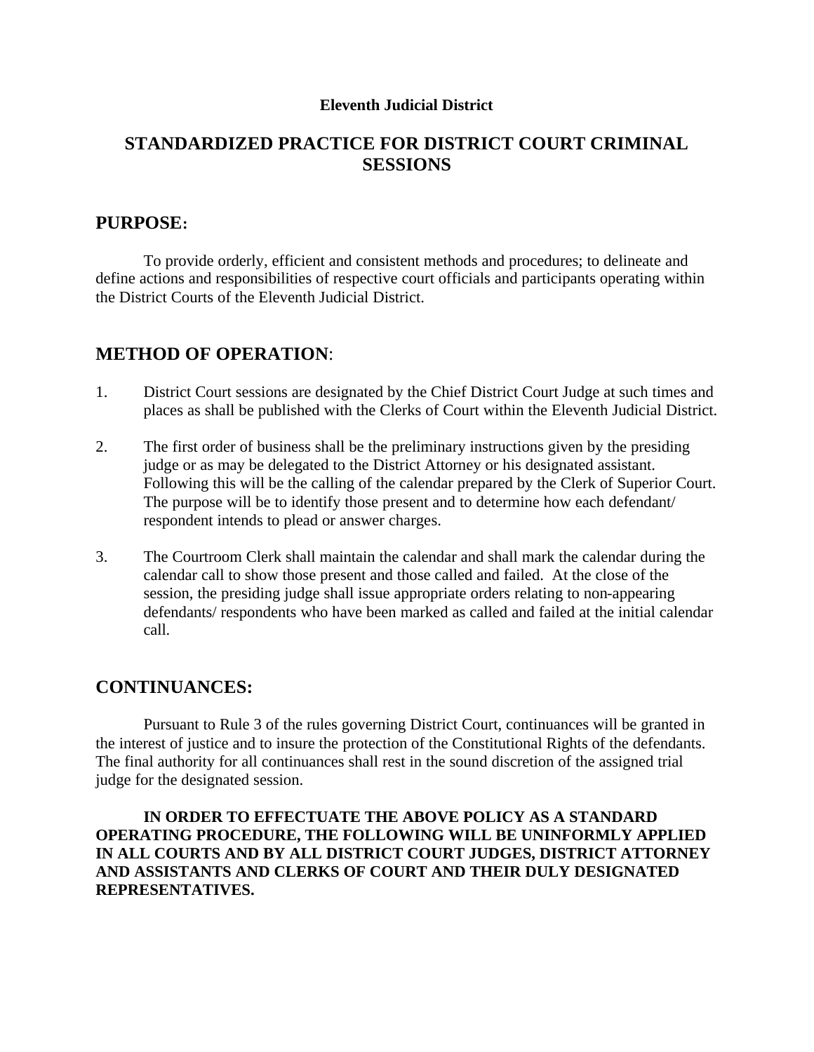**Eleventh Judicial District**

# STANDARDIZED PRACTICE FOR DISTRICT COURT CRIMINAL SESSIONS

## PURPOSE:

To provide orderly, efficient and consistent methods and procedures; to delineate and define actions and responsibilities of respective court officials and participants operating within the District Courts of the Eleventh Judicial District.

## METHOD OF OPERATION:

1. District Court sessions are designated by the Chief District Court Judge at such times and places as shall be published with the Clerks of Court within the Eleventh Judicial District.

2. The first order of business shall be the preliminary instructions given by the presiding judge or as may be delegated to the District Attorney or his designated assistant. Following this will be the calling of the calendar prepared by the Clerk of Superior Court. The purpose will be to identify those present and to determine how each defendant/ respondent intends to plead or answer charges.

3. The Courtroom Clerk shall maintain the calendar and shall mark the calendar during the calendar call to show those present and those called and failed. At the close of the session, the presiding judge shall issue appropriate orders relating to non-appearing defendants/ respondents who have been marked as called and failed at the initial calendar call.

## CONTINUANCES:

Pursuant to Rule 3 of the rules governing District Court, continuances will be granted in the interest of justice and to insure the protection of the Constitutional Rights of the defendants. The final authority for all continuances shall rest in the sound discretion of the assigned trial judge for the designated session.

**IN ORDER TO EFFECTUATE THE ABOVE POLICY AS A STANDARD OPERATING PROCEDURE, THE FOLLOWING WILL BE UNINFORMLY APPLIED IN ALL COURTS AND BY ALL DISTRICT COURT JUDGES, DISTRICT ATTORNEY AND ASSISTANTS AND CLERKS OF COURT AND THEIR DULY DESIGNATED REPRESENTATIVES.**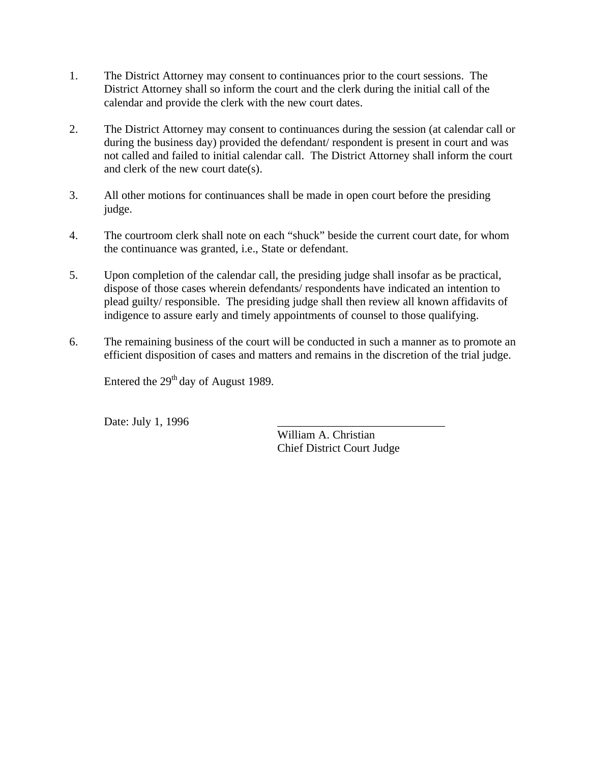1. The District Attorney may consent to continuances prior to the court sessions. The District Attorney shall so inform the court and the clerk during the initial call of the calendar and provide the clerk with the new court dates.

2. The District Attorney may consent to continuances during the session (at calendar call or during the business day) provided the defendant/ respondent is present in court and was not called and failed to initial calendar call. The District Attorney shall inform the court and clerk of the new court date(s).

3. All other motions for continuances shall be made in open court before the presiding judge.

4. The courtroom clerk shall note on each "shuck" beside the current court date, for whom the continuance was granted, i.e., State or defendant.

5. Upon completion of the calendar call, the presiding judge shall insofar as be practical, dispose of those cases wherein defendants/ respondents have indicated an intention to plead guilty/ responsible. The presiding judge shall then review all known affidavits of indigence to assure early and timely appointments of counsel to those qualifying.

6. The remaining business of the court will be conducted in such a manner as to promote an efficient disposition of cases and matters and remains in the discretion of the trial judge.

Entered the 29th day of August 1989.

Date: July 1, 1996

\_\_\_\_\_\_\_\_\_\_\_\_\_\_\_\_\_\_\_\_\_\_\_\_\_\_\_\_\_\_
William A. Christian
Chief District Court Judge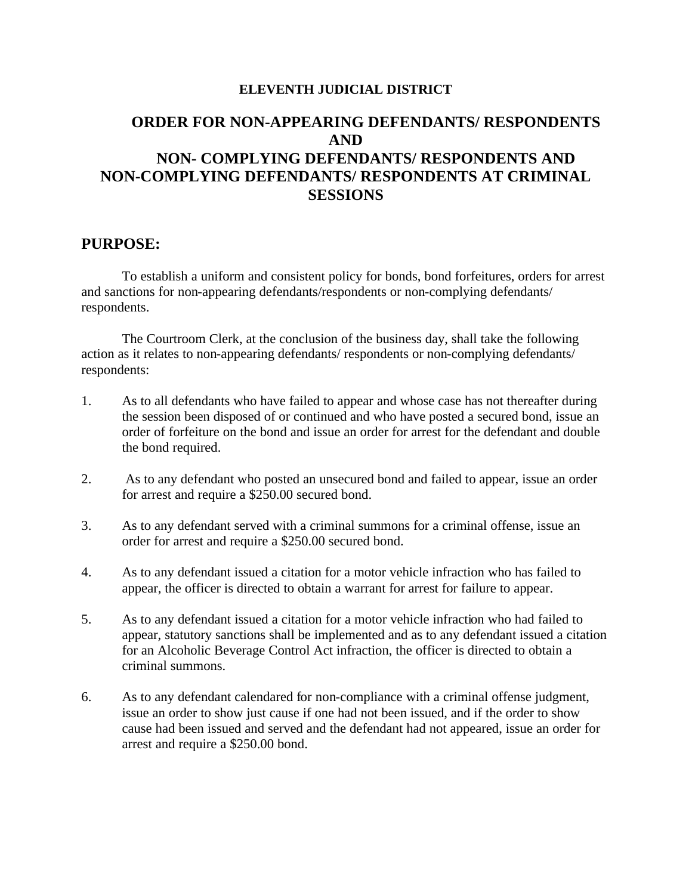**ELEVENTH JUDICIAL DISTRICT**

# ORDER FOR NON-APPEARING DEFENDANTS/ RESPONDENTS AND NON- COMPLYING DEFENDANTS/ RESPONDENTS AND NON-COMPLYING DEFENDANTS/ RESPONDENTS AT CRIMINAL SESSIONS

## PURPOSE:

To establish a uniform and consistent policy for bonds, bond forfeitures, orders for arrest and sanctions for non-appearing defendants/respondents or non-complying defendants/ respondents.

The Courtroom Clerk, at the conclusion of the business day, shall take the following action as it relates to non-appearing defendants/ respondents or non-complying defendants/ respondents:

1. As to all defendants who have failed to appear and whose case has not thereafter during the session been disposed of or continued and who have posted a secured bond, issue an order of forfeiture on the bond and issue an order for arrest for the defendant and double the bond required.

2. As to any defendant who posted an unsecured bond and failed to appear, issue an order for arrest and require a $250.00 secured bond.

3. As to any defendant served with a criminal summons for a criminal offense, issue an order for arrest and require a $250.00 secured bond.

4. As to any defendant issued a citation for a motor vehicle infraction who has failed to appear, the officer is directed to obtain a warrant for arrest for failure to appear.

5. As to any defendant issued a citation for a motor vehicle infraction who had failed to appear, statutory sanctions shall be implemented and as to any defendant issued a citation for an Alcoholic Beverage Control Act infraction, the officer is directed to obtain a criminal summons.

6. As to any defendant calendared for non-compliance with a criminal offense judgment, issue an order to show just cause if one had not been issued, and if the order to show cause had been issued and served and the defendant had not appeared, issue an order for arrest and require a $250.00 bond.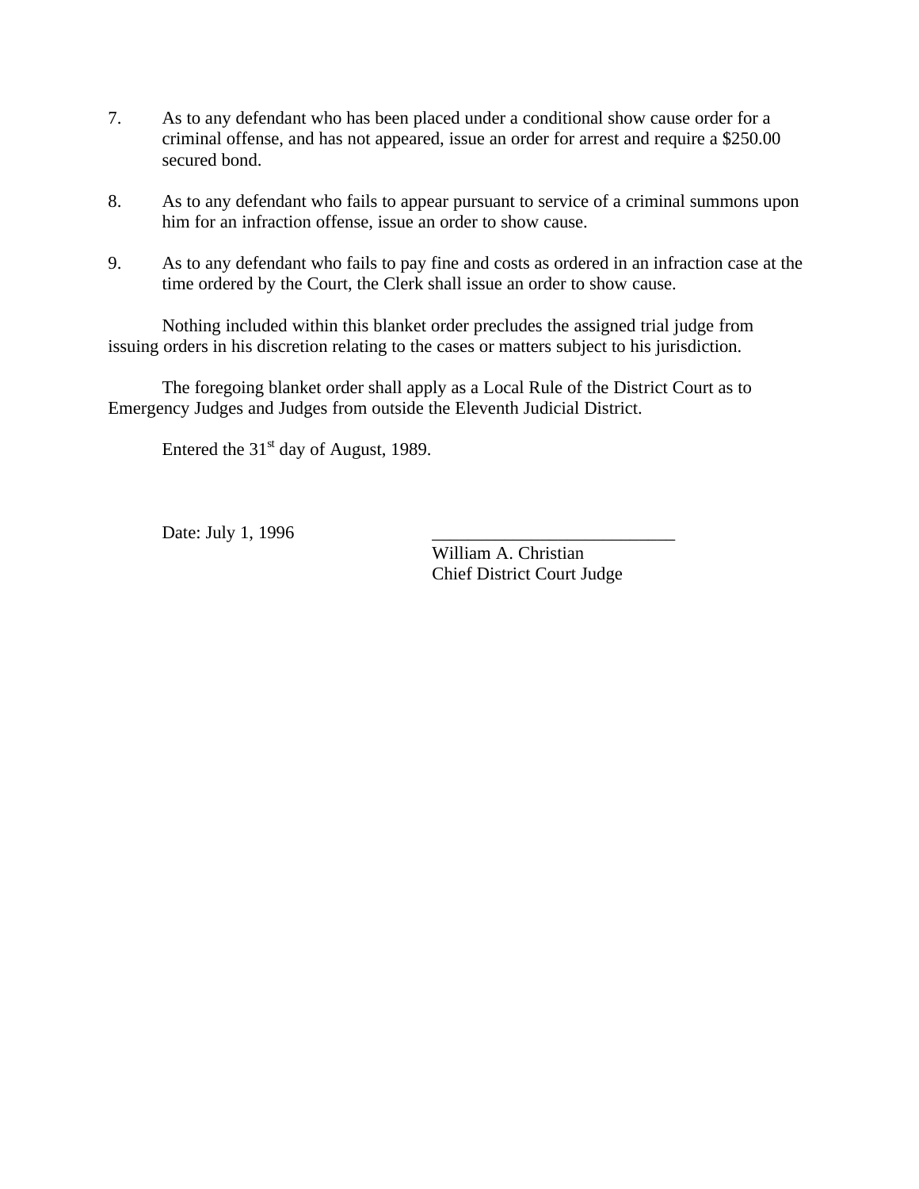7. As to any defendant who has been placed under a conditional show cause order for a criminal offense, and has not appeared, issue an order for arrest and require a $250.00 secured bond.

8. As to any defendant who fails to appear pursuant to service of a criminal summons upon him for an infraction offense, issue an order to show cause.

9. As to any defendant who fails to pay fine and costs as ordered in an infraction case at the time ordered by the Court, the Clerk shall issue an order to show cause.

Nothing included within this blanket order precludes the assigned trial judge from issuing orders in his discretion relating to the cases or matters subject to his jurisdiction.

The foregoing blanket order shall apply as a Local Rule of the District Court as to Emergency Judges and Judges from outside the Eleventh Judicial District.

Entered the 31st day of August, 1989.

Date: July 1, 1996

\_\_\_\_\_\_\_\_\_\_\_\_\_\_\_\_\_\_\_\_\_\_\_\_\_\_\_\_
William A. Christian
Chief District Court Judge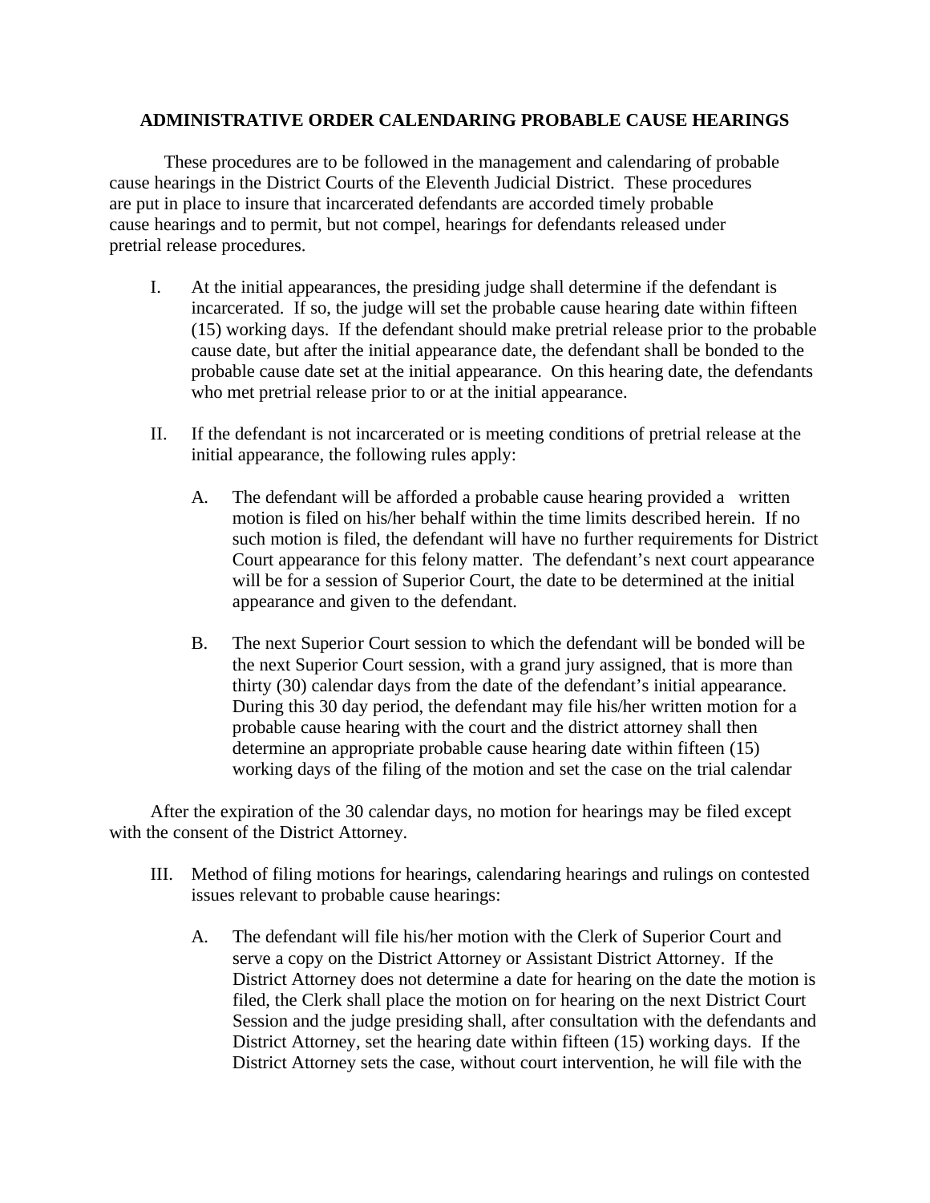## ADMINISTRATIVE ORDER CALENDARING PROBABLE CAUSE HEARINGS

These procedures are to be followed in the management and calendaring of probable cause hearings in the District Courts of the Eleventh Judicial District. These procedures are put in place to insure that incarcerated defendants are accorded timely probable cause hearings and to permit, but not compel, hearings for defendants released under pretrial release procedures.

I. At the initial appearances, the presiding judge shall determine if the defendant is incarcerated. If so, the judge will set the probable cause hearing date within fifteen (15) working days. If the defendant should make pretrial release prior to the probable cause date, but after the initial appearance date, the defendant shall be bonded to the probable cause date set at the initial appearance. On this hearing date, the defendants who met pretrial release prior to or at the initial appearance.

II. If the defendant is not incarcerated or is meeting conditions of pretrial release at the initial appearance, the following rules apply:

   A. The defendant will be afforded a probable cause hearing provided a written motion is filed on his/her behalf within the time limits described herein. If no such motion is filed, the defendant will have no further requirements for District Court appearance for this felony matter. The defendant's next court appearance will be for a session of Superior Court, the date to be determined at the initial appearance and given to the defendant.

   B. The next Superior Court session to which the defendant will be bonded will be the next Superior Court session, with a grand jury assigned, that is more than thirty (30) calendar days from the date of the defendant's initial appearance. During this 30 day period, the defendant may file his/her written motion for a probable cause hearing with the court and the district attorney shall then determine an appropriate probable cause hearing date within fifteen (15) working days of the filing of the motion and set the case on the trial calendar

After the expiration of the 30 calendar days, no motion for hearings may be filed except with the consent of the District Attorney.

III. Method of filing motions for hearings, calendaring hearings and rulings on contested issues relevant to probable cause hearings:

   A. The defendant will file his/her motion with the Clerk of Superior Court and serve a copy on the District Attorney or Assistant District Attorney. If the District Attorney does not determine a date for hearing on the date the motion is filed, the Clerk shall place the motion on for hearing on the next District Court Session and the judge presiding shall, after consultation with the defendants and District Attorney, set the hearing date within fifteen (15) working days. If the District Attorney sets the case, without court intervention, he will file with the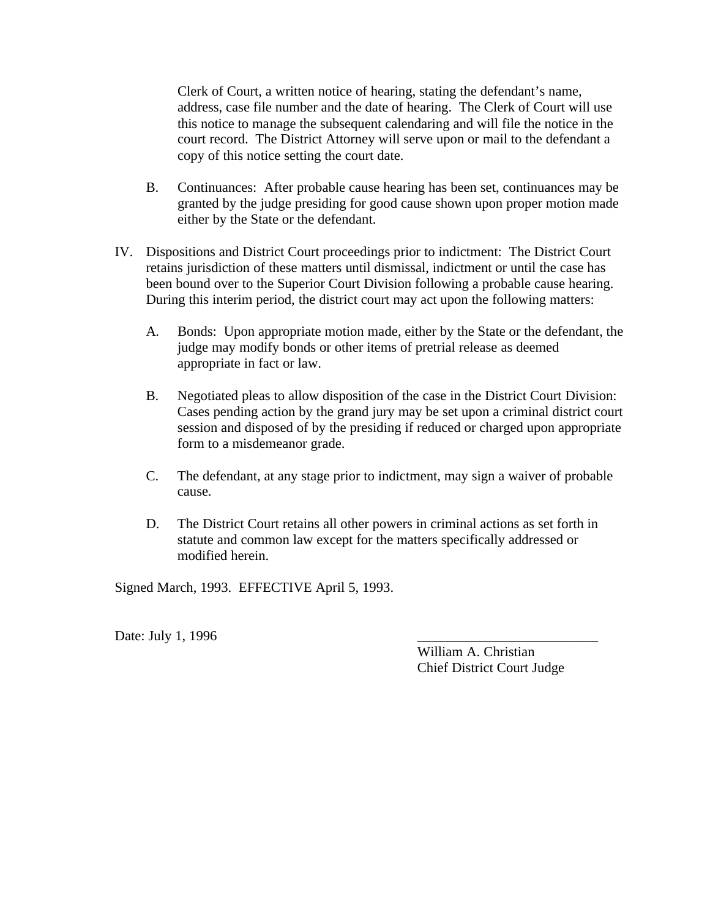Clerk of Court, a written notice of hearing, stating the defendant's name, address, case file number and the date of hearing. The Clerk of Court will use this notice to manage the subsequent calendaring and will file the notice in the court record. The District Attorney will serve upon or mail to the defendant a copy of this notice setting the court date.

B. Continuances: After probable cause hearing has been set, continuances may be granted by the judge presiding for good cause shown upon proper motion made either by the State or the defendant.

IV. Dispositions and District Court proceedings prior to indictment: The District Court retains jurisdiction of these matters until dismissal, indictment or until the case has been bound over to the Superior Court Division following a probable cause hearing. During this interim period, the district court may act upon the following matters:

A. Bonds: Upon appropriate motion made, either by the State or the defendant, the judge may modify bonds or other items of pretrial release as deemed appropriate in fact or law.

B. Negotiated pleas to allow disposition of the case in the District Court Division: Cases pending action by the grand jury may be set upon a criminal district court session and disposed of by the presiding if reduced or charged upon appropriate form to a misdemeanor grade.

C. The defendant, at any stage prior to indictment, may sign a waiver of probable cause.

D. The District Court retains all other powers in criminal actions as set forth in statute and common law except for the matters specifically addressed or modified herein.

Signed March, 1993. EFFECTIVE April 5, 1993.

Date: July 1, 1996

__________________________
William A. Christian
Chief District Court Judge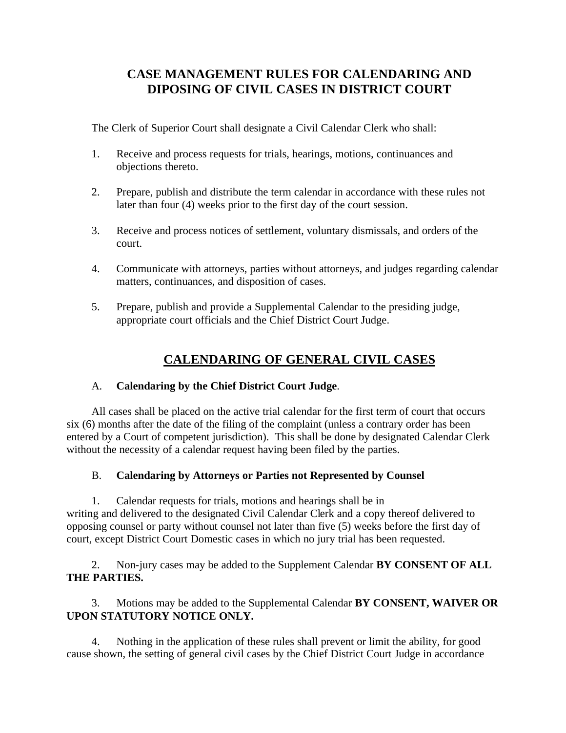# CASE MANAGEMENT RULES FOR CALENDARING AND DIPOSING OF CIVIL CASES IN DISTRICT COURT

The Clerk of Superior Court shall designate a Civil Calendar Clerk who shall:

1. Receive and process requests for trials, hearings, motions, continuances and objections thereto.

2. Prepare, publish and distribute the term calendar in accordance with these rules not later than four (4) weeks prior to the first day of the court session.

3. Receive and process notices of settlement, voluntary dismissals, and orders of the court.

4. Communicate with attorneys, parties without attorneys, and judges regarding calendar matters, continuances, and disposition of cases.

5. Prepare, publish and provide a Supplemental Calendar to the presiding judge, appropriate court officials and the Chief District Court Judge.

## CALENDARING OF GENERAL CIVIL CASES

A. **Calendaring by the Chief District Court Judge**.

All cases shall be placed on the active trial calendar for the first term of court that occurs six (6) months after the date of the filing of the complaint (unless a contrary order has been entered by a Court of competent jurisdiction). This shall be done by designated Calendar Clerk without the necessity of a calendar request having been filed by the parties.

B. **Calendaring by Attorneys or Parties not Represented by Counsel**

1. Calendar requests for trials, motions and hearings shall be in writing and delivered to the designated Civil Calendar Clerk and a copy thereof delivered to opposing counsel or party without counsel not later than five (5) weeks before the first day of court, except District Court Domestic cases in which no jury trial has been requested.

2. Non-jury cases may be added to the Supplement Calendar **BY CONSENT OF ALL THE PARTIES.**

3. Motions may be added to the Supplemental Calendar **BY CONSENT, WAIVER OR UPON STATUTORY NOTICE ONLY.**

4. Nothing in the application of these rules shall prevent or limit the ability, for good cause shown, the setting of general civil cases by the Chief District Court Judge in accordance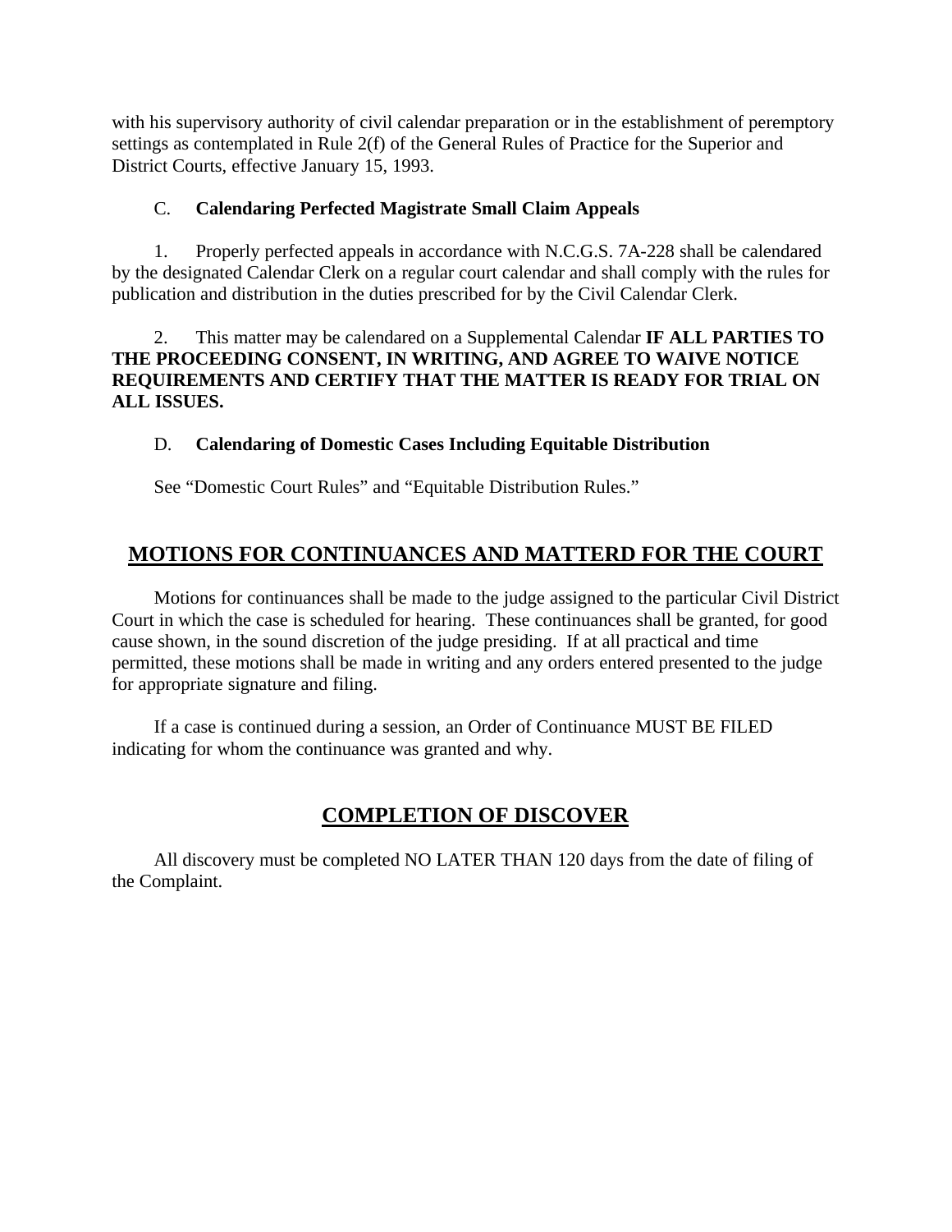with his supervisory authority of civil calendar preparation or in the establishment of peremptory settings as contemplated in Rule 2(f) of the General Rules of Practice for the Superior and District Courts, effective January 15, 1993.

C. **Calendaring Perfected Magistrate Small Claim Appeals**

1. Properly perfected appeals in accordance with N.C.G.S. 7A-228 shall be calendared by the designated Calendar Clerk on a regular court calendar and shall comply with the rules for publication and distribution in the duties prescribed for by the Civil Calendar Clerk.

2. This matter may be calendared on a Supplemental Calendar **IF ALL PARTIES TO THE PROCEEDING CONSENT, IN WRITING, AND AGREE TO WAIVE NOTICE REQUIREMENTS AND CERTIFY THAT THE MATTER IS READY FOR TRIAL ON ALL ISSUES.**

D. **Calendaring of Domestic Cases Including Equitable Distribution**

See "Domestic Court Rules" and "Equitable Distribution Rules."

## MOTIONS FOR CONTINUANCES AND MATTERD FOR THE COURT

Motions for continuances shall be made to the judge assigned to the particular Civil District Court in which the case is scheduled for hearing. These continuances shall be granted, for good cause shown, in the sound discretion of the judge presiding. If at all practical and time permitted, these motions shall be made in writing and any orders entered presented to the judge for appropriate signature and filing.

If a case is continued during a session, an Order of Continuance MUST BE FILED indicating for whom the continuance was granted and why.

## COMPLETION OF DISCOVER

All discovery must be completed NO LATER THAN 120 days from the date of filing of the Complaint.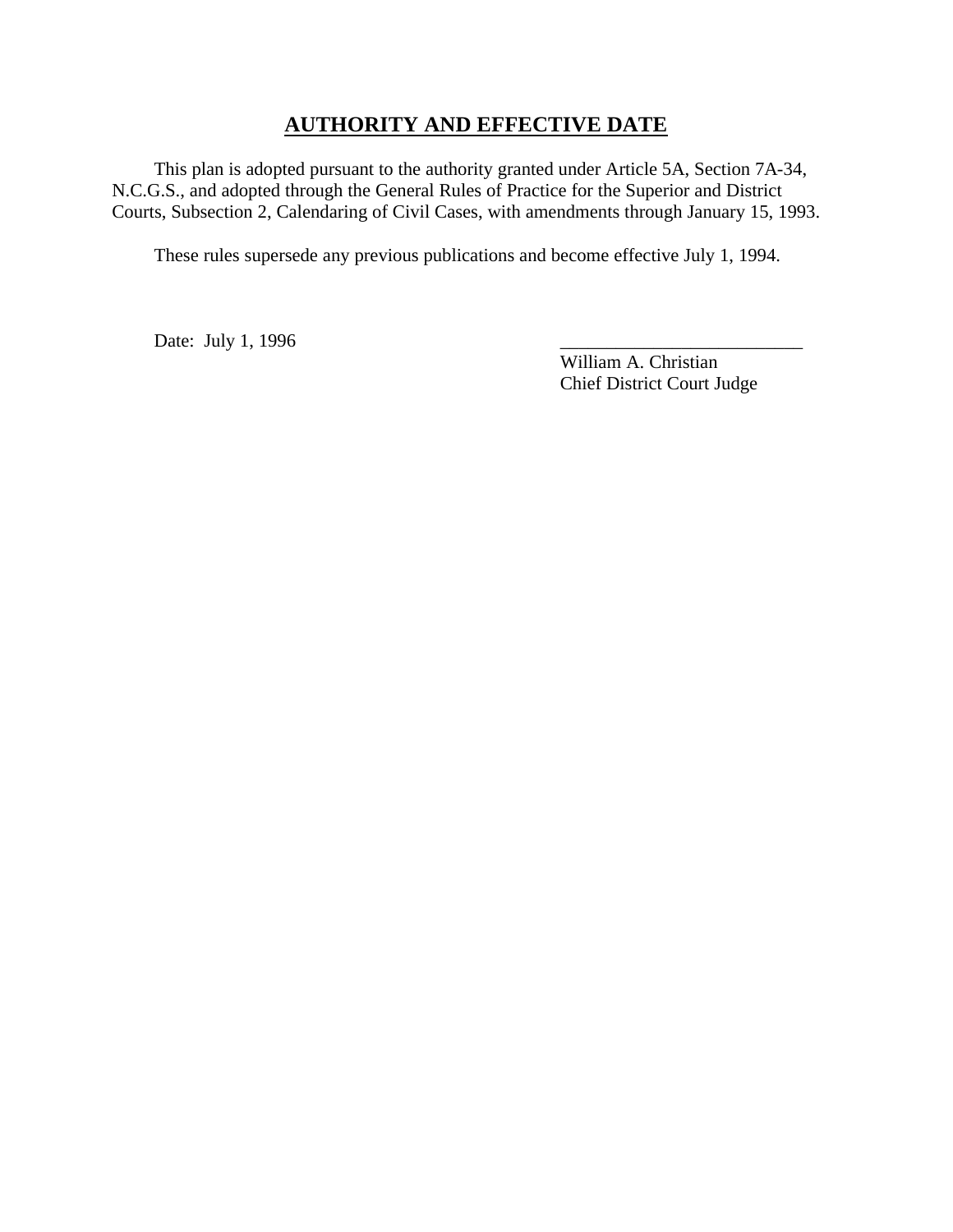## **AUTHORITY AND EFFECTIVE DATE**

This plan is adopted pursuant to the authority granted under Article 5A, Section 7A-34, N.C.G.S., and adopted through the General Rules of Practice for the Superior and District Courts, Subsection 2, Calendaring of Civil Cases, with amendments through January 15, 1993.

These rules supersede any previous publications and become effective July 1, 1994.

Date: July 1, 1996

___________________________
William A. Christian
Chief District Court Judge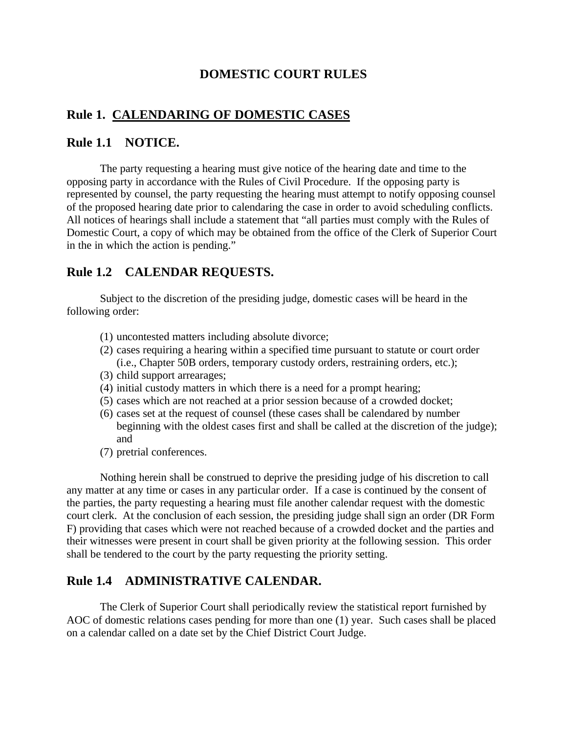# DOMESTIC COURT RULES

## Rule 1. CALENDARING OF DOMESTIC CASES

## Rule 1.1 NOTICE.

The party requesting a hearing must give notice of the hearing date and time to the opposing party in accordance with the Rules of Civil Procedure. If the opposing party is represented by counsel, the party requesting the hearing must attempt to notify opposing counsel of the proposed hearing date prior to calendaring the case in order to avoid scheduling conflicts. All notices of hearings shall include a statement that "all parties must comply with the Rules of Domestic Court, a copy of which may be obtained from the office of the Clerk of Superior Court in the in which the action is pending."

## Rule 1.2 CALENDAR REQUESTS.

Subject to the discretion of the presiding judge, domestic cases will be heard in the following order:

(1) uncontested matters including absolute divorce;
(2) cases requiring a hearing within a specified time pursuant to statute or court order (i.e., Chapter 50B orders, temporary custody orders, restraining orders, etc.);
(3) child support arrearages;
(4) initial custody matters in which there is a need for a prompt hearing;
(5) cases which are not reached at a prior session because of a crowded docket;
(6) cases set at the request of counsel (these cases shall be calendared by number beginning with the oldest cases first and shall be called at the discretion of the judge); and
(7) pretrial conferences.

Nothing herein shall be construed to deprive the presiding judge of his discretion to call any matter at any time or cases in any particular order. If a case is continued by the consent of the parties, the party requesting a hearing must file another calendar request with the domestic court clerk. At the conclusion of each session, the presiding judge shall sign an order (DR Form F) providing that cases which were not reached because of a crowded docket and the parties and their witnesses were present in court shall be given priority at the following session. This order shall be tendered to the court by the party requesting the priority setting.

## Rule 1.4 ADMINISTRATIVE CALENDAR.

The Clerk of Superior Court shall periodically review the statistical report furnished by AOC of domestic relations cases pending for more than one (1) year. Such cases shall be placed on a calendar called on a date set by the Chief District Court Judge.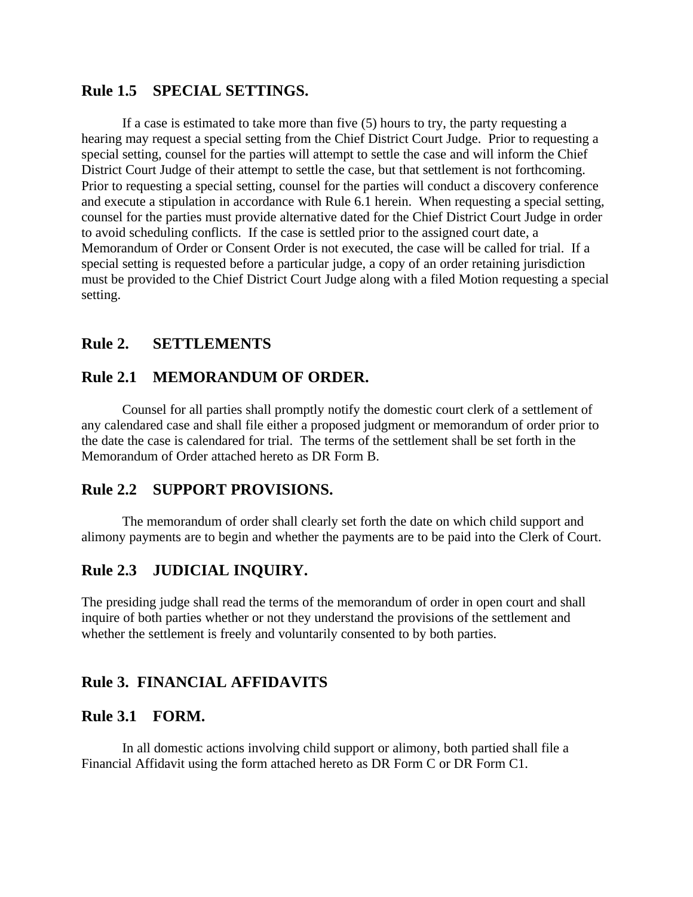## Rule 1.5 SPECIAL SETTINGS.

If a case is estimated to take more than five (5) hours to try, the party requesting a hearing may request a special setting from the Chief District Court Judge. Prior to requesting a special setting, counsel for the parties will attempt to settle the case and will inform the Chief District Court Judge of their attempt to settle the case, but that settlement is not forthcoming. Prior to requesting a special setting, counsel for the parties will conduct a discovery conference and execute a stipulation in accordance with Rule 6.1 herein. When requesting a special setting, counsel for the parties must provide alternative dated for the Chief District Court Judge in order to avoid scheduling conflicts. If the case is settled prior to the assigned court date, a Memorandum of Order or Consent Order is not executed, the case will be called for trial. If a special setting is requested before a particular judge, a copy of an order retaining jurisdiction must be provided to the Chief District Court Judge along with a filed Motion requesting a special setting.

## Rule 2. SETTLEMENTS

## Rule 2.1 MEMORANDUM OF ORDER.

Counsel for all parties shall promptly notify the domestic court clerk of a settlement of any calendared case and shall file either a proposed judgment or memorandum of order prior to the date the case is calendared for trial. The terms of the settlement shall be set forth in the Memorandum of Order attached hereto as DR Form B.

## Rule 2.2 SUPPORT PROVISIONS.

The memorandum of order shall clearly set forth the date on which child support and alimony payments are to begin and whether the payments are to be paid into the Clerk of Court.

## Rule 2.3 JUDICIAL INQUIRY.

The presiding judge shall read the terms of the memorandum of order in open court and shall inquire of both parties whether or not they understand the provisions of the settlement and whether the settlement is freely and voluntarily consented to by both parties.

## Rule 3. FINANCIAL AFFIDAVITS

## Rule 3.1 FORM.

In all domestic actions involving child support or alimony, both partied shall file a Financial Affidavit using the form attached hereto as DR Form C or DR Form C1.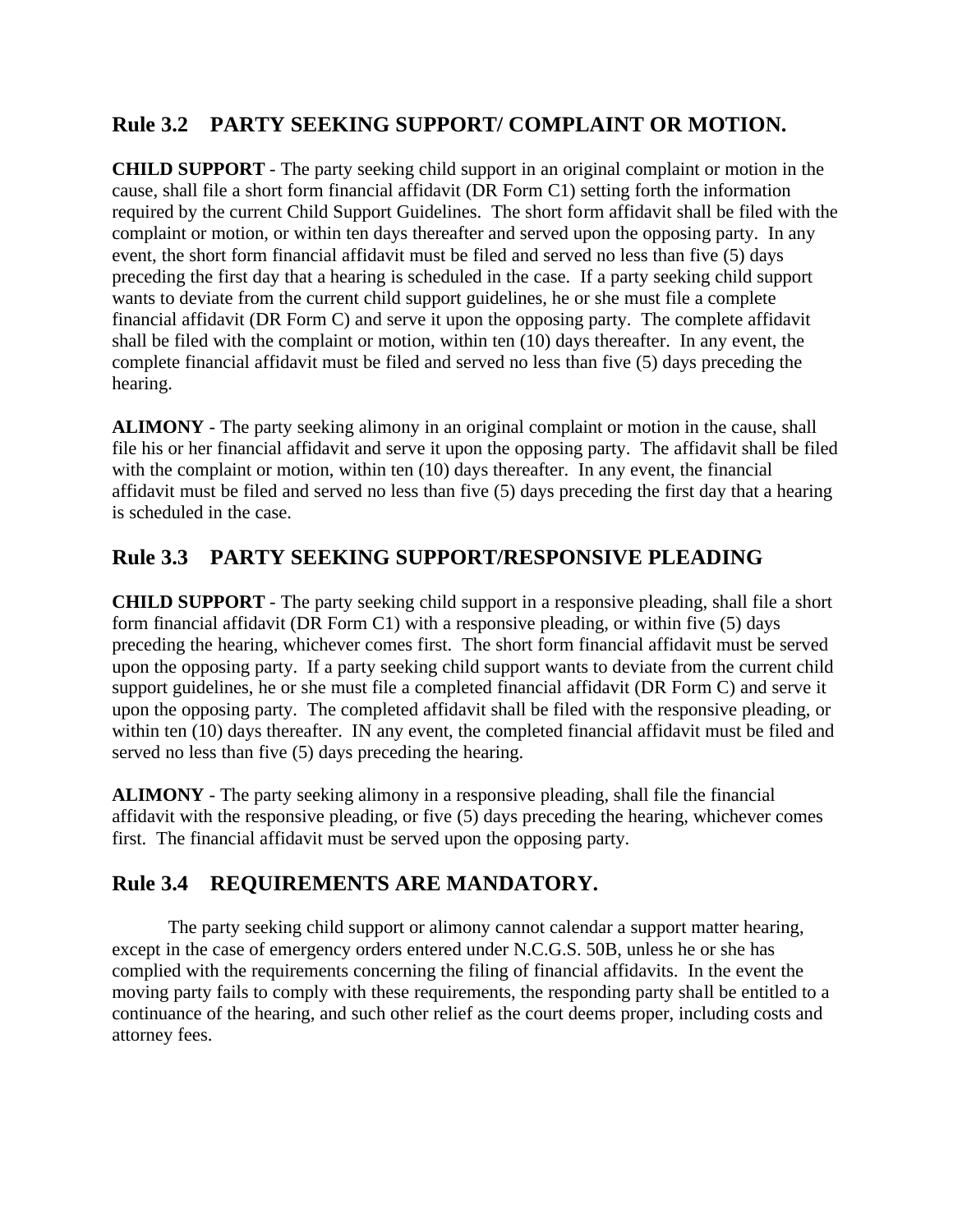## Rule 3.2 PARTY SEEKING SUPPORT/ COMPLAINT OR MOTION.

**CHILD SUPPORT** - The party seeking child support in an original complaint or motion in the cause, shall file a short form financial affidavit (DR Form C1) setting forth the information required by the current Child Support Guidelines. The short form affidavit shall be filed with the complaint or motion, or within ten days thereafter and served upon the opposing party. In any event, the short form financial affidavit must be filed and served no less than five (5) days preceding the first day that a hearing is scheduled in the case. If a party seeking child support wants to deviate from the current child support guidelines, he or she must file a complete financial affidavit (DR Form C) and serve it upon the opposing party. The complete affidavit shall be filed with the complaint or motion, within ten (10) days thereafter. In any event, the complete financial affidavit must be filed and served no less than five (5) days preceding the hearing.

**ALIMONY** - The party seeking alimony in an original complaint or motion in the cause, shall file his or her financial affidavit and serve it upon the opposing party. The affidavit shall be filed with the complaint or motion, within ten (10) days thereafter. In any event, the financial affidavit must be filed and served no less than five (5) days preceding the first day that a hearing is scheduled in the case.

## Rule 3.3 PARTY SEEKING SUPPORT/RESPONSIVE PLEADING

**CHILD SUPPORT** - The party seeking child support in a responsive pleading, shall file a short form financial affidavit (DR Form C1) with a responsive pleading, or within five (5) days preceding the hearing, whichever comes first. The short form financial affidavit must be served upon the opposing party. If a party seeking child support wants to deviate from the current child support guidelines, he or she must file a completed financial affidavit (DR Form C) and serve it upon the opposing party. The completed affidavit shall be filed with the responsive pleading, or within ten (10) days thereafter. IN any event, the completed financial affidavit must be filed and served no less than five (5) days preceding the hearing.

**ALIMONY** - The party seeking alimony in a responsive pleading, shall file the financial affidavit with the responsive pleading, or five (5) days preceding the hearing, whichever comes first. The financial affidavit must be served upon the opposing party.

## Rule 3.4 REQUIREMENTS ARE MANDATORY.

The party seeking child support or alimony cannot calendar a support matter hearing, except in the case of emergency orders entered under N.C.G.S. 50B, unless he or she has complied with the requirements concerning the filing of financial affidavits. In the event the moving party fails to comply with these requirements, the responding party shall be entitled to a continuance of the hearing, and such other relief as the court deems proper, including costs and attorney fees.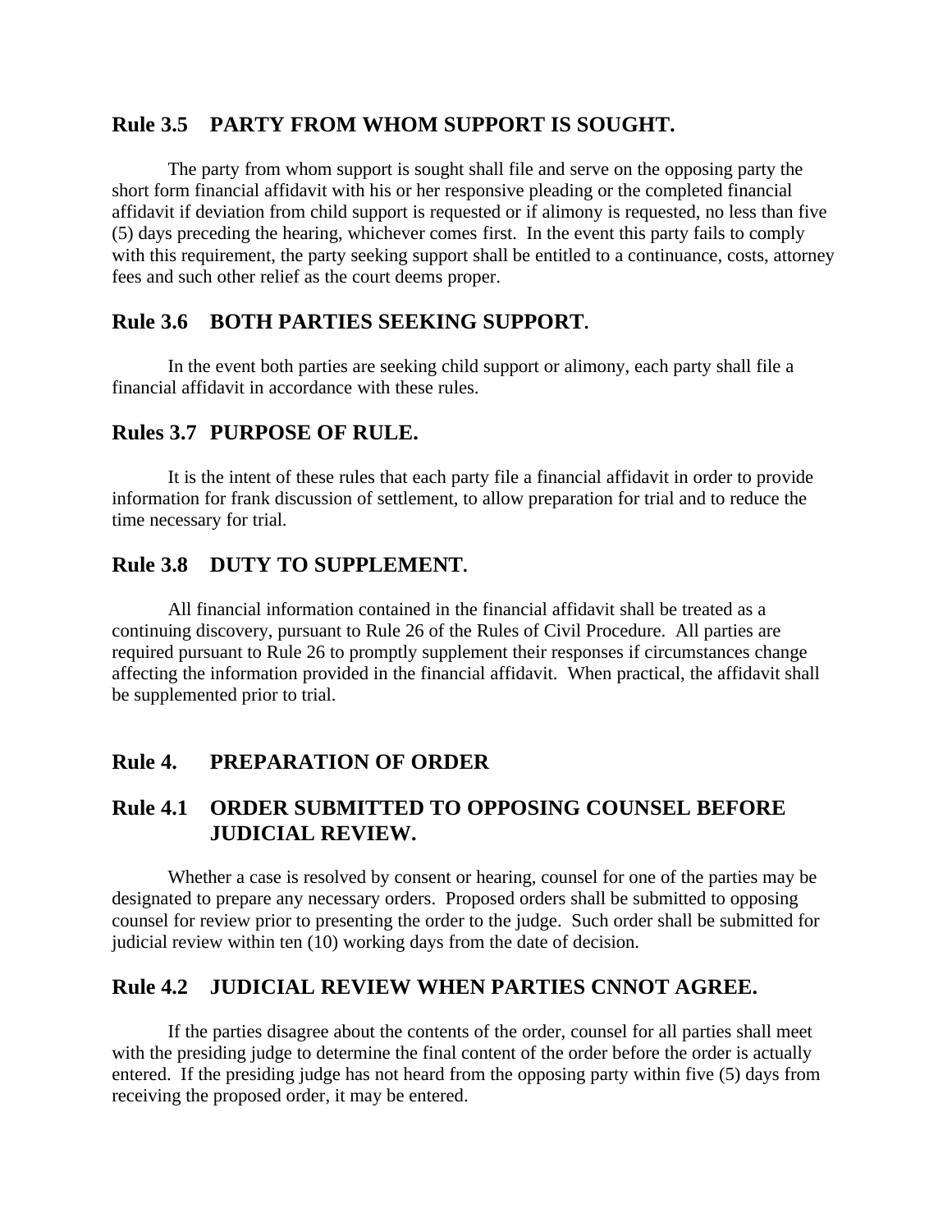## Rule 3.5 PARTY FROM WHOM SUPPORT IS SOUGHT.

The party from whom support is sought shall file and serve on the opposing party the short form financial affidavit with his or her responsive pleading or the completed financial affidavit if deviation from child support is requested or if alimony is requested, no less than five (5) days preceding the hearing, whichever comes first. In the event this party fails to comply with this requirement, the party seeking support shall be entitled to a continuance, costs, attorney fees and such other relief as the court deems proper.

## Rule 3.6 BOTH PARTIES SEEKING SUPPORT.

In the event both parties are seeking child support or alimony, each party shall file a financial affidavit in accordance with these rules.

## Rules 3.7 PURPOSE OF RULE.

It is the intent of these rules that each party file a financial affidavit in order to provide information for frank discussion of settlement, to allow preparation for trial and to reduce the time necessary for trial.

## Rule 3.8 DUTY TO SUPPLEMENT.

All financial information contained in the financial affidavit shall be treated as a continuing discovery, pursuant to Rule 26 of the Rules of Civil Procedure. All parties are required pursuant to Rule 26 to promptly supplement their responses if circumstances change affecting the information provided in the financial affidavit. When practical, the affidavit shall be supplemented prior to trial.

## Rule 4. PREPARATION OF ORDER

## Rule 4.1 ORDER SUBMITTED TO OPPOSING COUNSEL BEFORE JUDICIAL REVIEW.

Whether a case is resolved by consent or hearing, counsel for one of the parties may be designated to prepare any necessary orders. Proposed orders shall be submitted to opposing counsel for review prior to presenting the order to the judge. Such order shall be submitted for judicial review within ten (10) working days from the date of decision.

## Rule 4.2 JUDICIAL REVIEW WHEN PARTIES CNNOT AGREE.

If the parties disagree about the contents of the order, counsel for all parties shall meet with the presiding judge to determine the final content of the order before the order is actually entered. If the presiding judge has not heard from the opposing party within five (5) days from receiving the proposed order, it may be entered.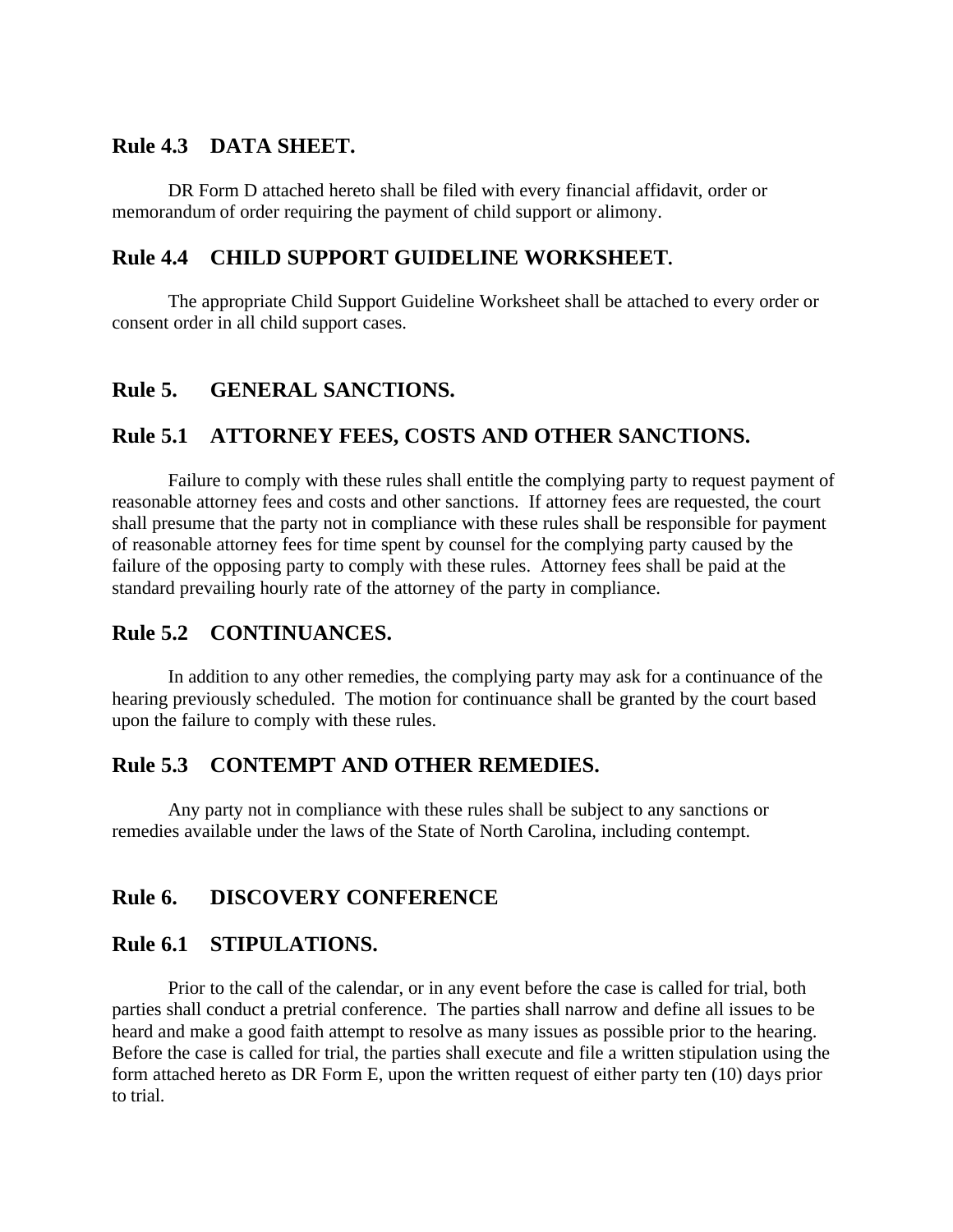## Rule 4.3 DATA SHEET.

DR Form D attached hereto shall be filed with every financial affidavit, order or memorandum of order requiring the payment of child support or alimony.

## Rule 4.4 CHILD SUPPORT GUIDELINE WORKSHEET.

The appropriate Child Support Guideline Worksheet shall be attached to every order or consent order in all child support cases.

## Rule 5. GENERAL SANCTIONS.

## Rule 5.1 ATTORNEY FEES, COSTS AND OTHER SANCTIONS.

Failure to comply with these rules shall entitle the complying party to request payment of reasonable attorney fees and costs and other sanctions. If attorney fees are requested, the court shall presume that the party not in compliance with these rules shall be responsible for payment of reasonable attorney fees for time spent by counsel for the complying party caused by the failure of the opposing party to comply with these rules. Attorney fees shall be paid at the standard prevailing hourly rate of the attorney of the party in compliance.

## Rule 5.2 CONTINUANCES.

In addition to any other remedies, the complying party may ask for a continuance of the hearing previously scheduled. The motion for continuance shall be granted by the court based upon the failure to comply with these rules.

## Rule 5.3 CONTEMPT AND OTHER REMEDIES.

Any party not in compliance with these rules shall be subject to any sanctions or remedies available under the laws of the State of North Carolina, including contempt.

## Rule 6. DISCOVERY CONFERENCE

## Rule 6.1 STIPULATIONS.

Prior to the call of the calendar, or in any event before the case is called for trial, both parties shall conduct a pretrial conference. The parties shall narrow and define all issues to be heard and make a good faith attempt to resolve as many issues as possible prior to the hearing. Before the case is called for trial, the parties shall execute and file a written stipulation using the form attached hereto as DR Form E, upon the written request of either party ten (10) days prior to trial.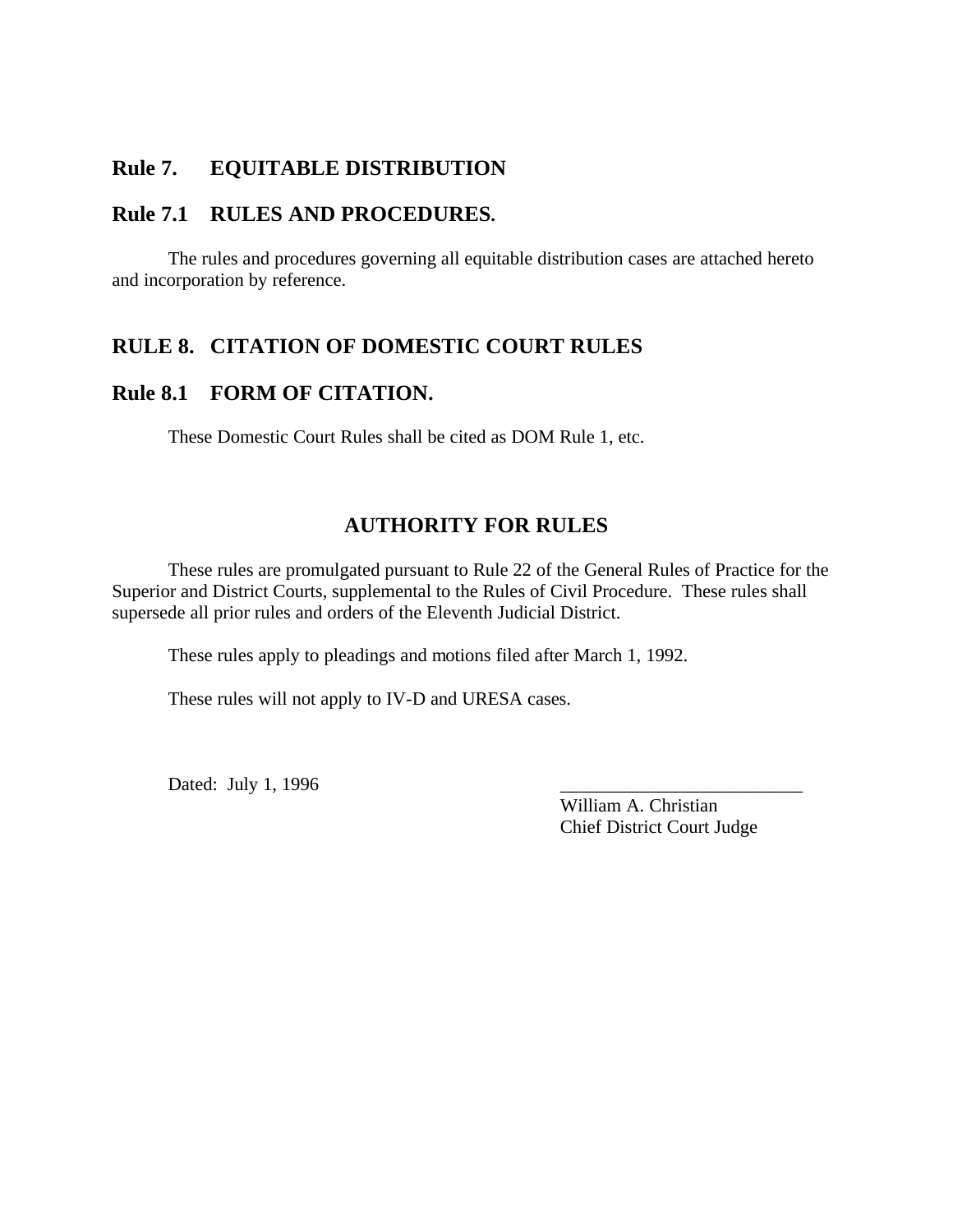## Rule 7. EQUITABLE DISTRIBUTION

### Rule 7.1 RULES AND PROCEDURES.

The rules and procedures governing all equitable distribution cases are attached hereto and incorporation by reference.

## RULE 8. CITATION OF DOMESTIC COURT RULES

### Rule 8.1 FORM OF CITATION.

These Domestic Court Rules shall be cited as DOM Rule 1, etc.

## AUTHORITY FOR RULES

These rules are promulgated pursuant to Rule 22 of the General Rules of Practice for the Superior and District Courts, supplemental to the Rules of Civil Procedure. These rules shall supersede all prior rules and orders of the Eleventh Judicial District.

These rules apply to pleadings and motions filed after March 1, 1992.

These rules will not apply to IV-D and URESA cases.

Dated: July 1, 1996

__________________________
William A. Christian
Chief District Court Judge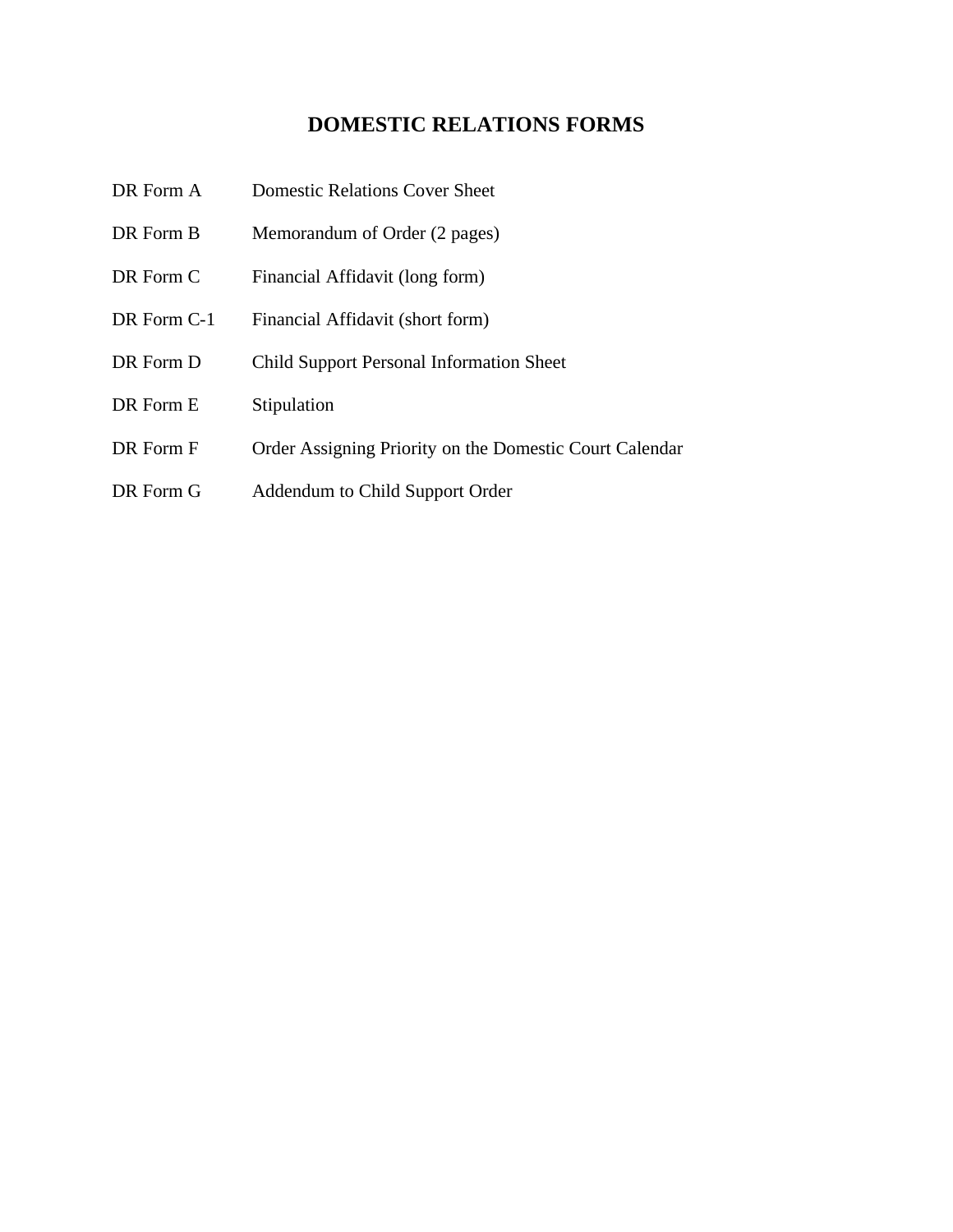# DOMESTIC RELATIONS FORMS

| | |
|---|---|
| DR Form A | Domestic Relations Cover Sheet |
| DR Form B | Memorandum of Order (2 pages) |
| DR Form C | Financial Affidavit (long form) |
| DR Form C-1 | Financial Affidavit (short form) |
| DR Form D | Child Support Personal Information Sheet |
| DR Form E | Stipulation |
| DR Form F | Order Assigning Priority on the Domestic Court Calendar |
| DR Form G | Addendum to Child Support Order |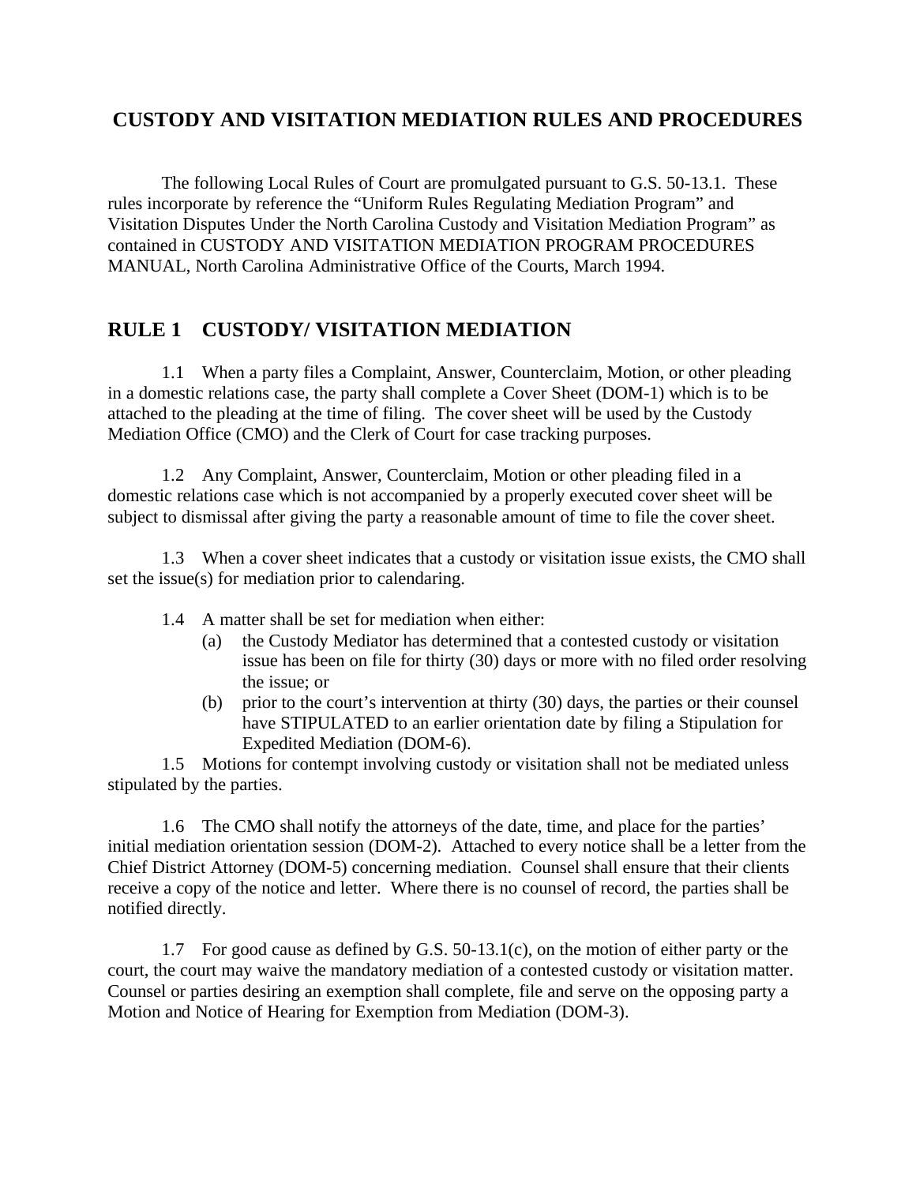# CUSTODY AND VISITATION MEDIATION RULES AND PROCEDURES

The following Local Rules of Court are promulgated pursuant to G.S. 50-13.1. These rules incorporate by reference the "Uniform Rules Regulating Mediation Program" and Visitation Disputes Under the North Carolina Custody and Visitation Mediation Program" as contained in CUSTODY AND VISITATION MEDIATION PROGRAM PROCEDURES MANUAL, North Carolina Administrative Office of the Courts, March 1994.

## RULE 1 CUSTODY/ VISITATION MEDIATION

1.1 When a party files a Complaint, Answer, Counterclaim, Motion, or other pleading in a domestic relations case, the party shall complete a Cover Sheet (DOM-1) which is to be attached to the pleading at the time of filing. The cover sheet will be used by the Custody Mediation Office (CMO) and the Clerk of Court for case tracking purposes.

1.2 Any Complaint, Answer, Counterclaim, Motion or other pleading filed in a domestic relations case which is not accompanied by a properly executed cover sheet will be subject to dismissal after giving the party a reasonable amount of time to file the cover sheet.

1.3 When a cover sheet indicates that a custody or visitation issue exists, the CMO shall set the issue(s) for mediation prior to calendaring.

1.4 A matter shall be set for mediation when either:

(a) the Custody Mediator has determined that a contested custody or visitation issue has been on file for thirty (30) days or more with no filed order resolving the issue; or

(b) prior to the court's intervention at thirty (30) days, the parties or their counsel have STIPULATED to an earlier orientation date by filing a Stipulation for Expedited Mediation (DOM-6).

1.5 Motions for contempt involving custody or visitation shall not be mediated unless stipulated by the parties.

1.6 The CMO shall notify the attorneys of the date, time, and place for the parties' initial mediation orientation session (DOM-2). Attached to every notice shall be a letter from the Chief District Attorney (DOM-5) concerning mediation. Counsel shall ensure that their clients receive a copy of the notice and letter. Where there is no counsel of record, the parties shall be notified directly.

1.7 For good cause as defined by G.S. 50-13.1(c), on the motion of either party or the court, the court may waive the mandatory mediation of a contested custody or visitation matter. Counsel or parties desiring an exemption shall complete, file and serve on the opposing party a Motion and Notice of Hearing for Exemption from Mediation (DOM-3).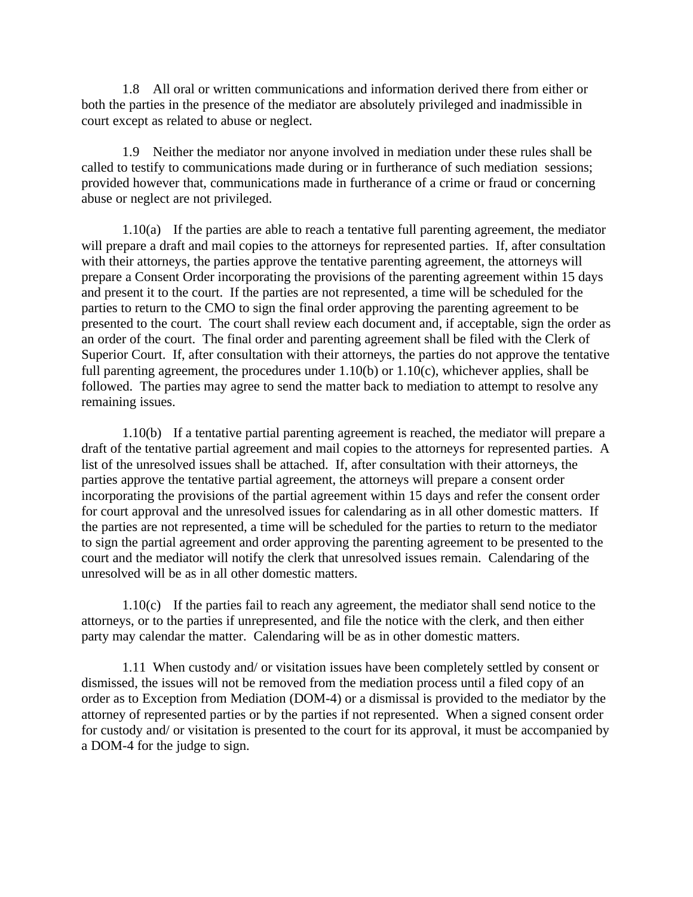1.8 All oral or written communications and information derived there from either or both the parties in the presence of the mediator are absolutely privileged and inadmissible in court except as related to abuse or neglect.

1.9 Neither the mediator nor anyone involved in mediation under these rules shall be called to testify to communications made during or in furtherance of such mediation sessions; provided however that, communications made in furtherance of a crime or fraud or concerning abuse or neglect are not privileged.

1.10(a) If the parties are able to reach a tentative full parenting agreement, the mediator will prepare a draft and mail copies to the attorneys for represented parties. If, after consultation with their attorneys, the parties approve the tentative parenting agreement, the attorneys will prepare a Consent Order incorporating the provisions of the parenting agreement within 15 days and present it to the court. If the parties are not represented, a time will be scheduled for the parties to return to the CMO to sign the final order approving the parenting agreement to be presented to the court. The court shall review each document and, if acceptable, sign the order as an order of the court. The final order and parenting agreement shall be filed with the Clerk of Superior Court. If, after consultation with their attorneys, the parties do not approve the tentative full parenting agreement, the procedures under 1.10(b) or 1.10(c), whichever applies, shall be followed. The parties may agree to send the matter back to mediation to attempt to resolve any remaining issues.

1.10(b) If a tentative partial parenting agreement is reached, the mediator will prepare a draft of the tentative partial agreement and mail copies to the attorneys for represented parties. A list of the unresolved issues shall be attached. If, after consultation with their attorneys, the parties approve the tentative partial agreement, the attorneys will prepare a consent order incorporating the provisions of the partial agreement within 15 days and refer the consent order for court approval and the unresolved issues for calendaring as in all other domestic matters. If the parties are not represented, a time will be scheduled for the parties to return to the mediator to sign the partial agreement and order approving the parenting agreement to be presented to the court and the mediator will notify the clerk that unresolved issues remain. Calendaring of the unresolved will be as in all other domestic matters.

1.10(c) If the parties fail to reach any agreement, the mediator shall send notice to the attorneys, or to the parties if unrepresented, and file the notice with the clerk, and then either party may calendar the matter. Calendaring will be as in other domestic matters.

1.11 When custody and/ or visitation issues have been completely settled by consent or dismissed, the issues will not be removed from the mediation process until a filed copy of an order as to Exception from Mediation (DOM-4) or a dismissal is provided to the mediator by the attorney of represented parties or by the parties if not represented. When a signed consent order for custody and/ or visitation is presented to the court for its approval, it must be accompanied by a DOM-4 for the judge to sign.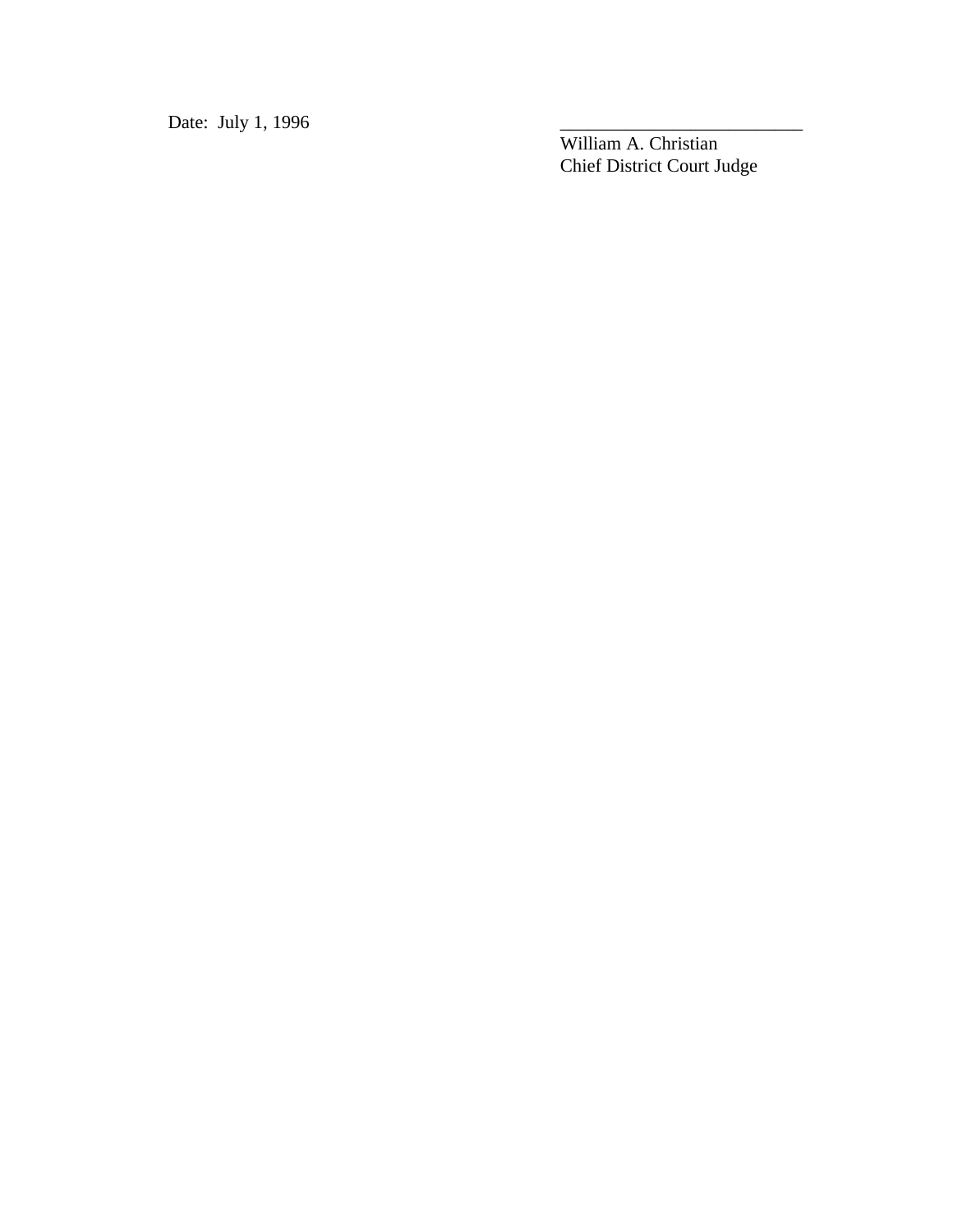Date: July 1, 1996

\_\_\_\_\_\_\_\_\_\_\_\_\_\_\_\_\_\_\_\_\_\_\_\_\_\_\_\_

William A. Christian
Chief District Court Judge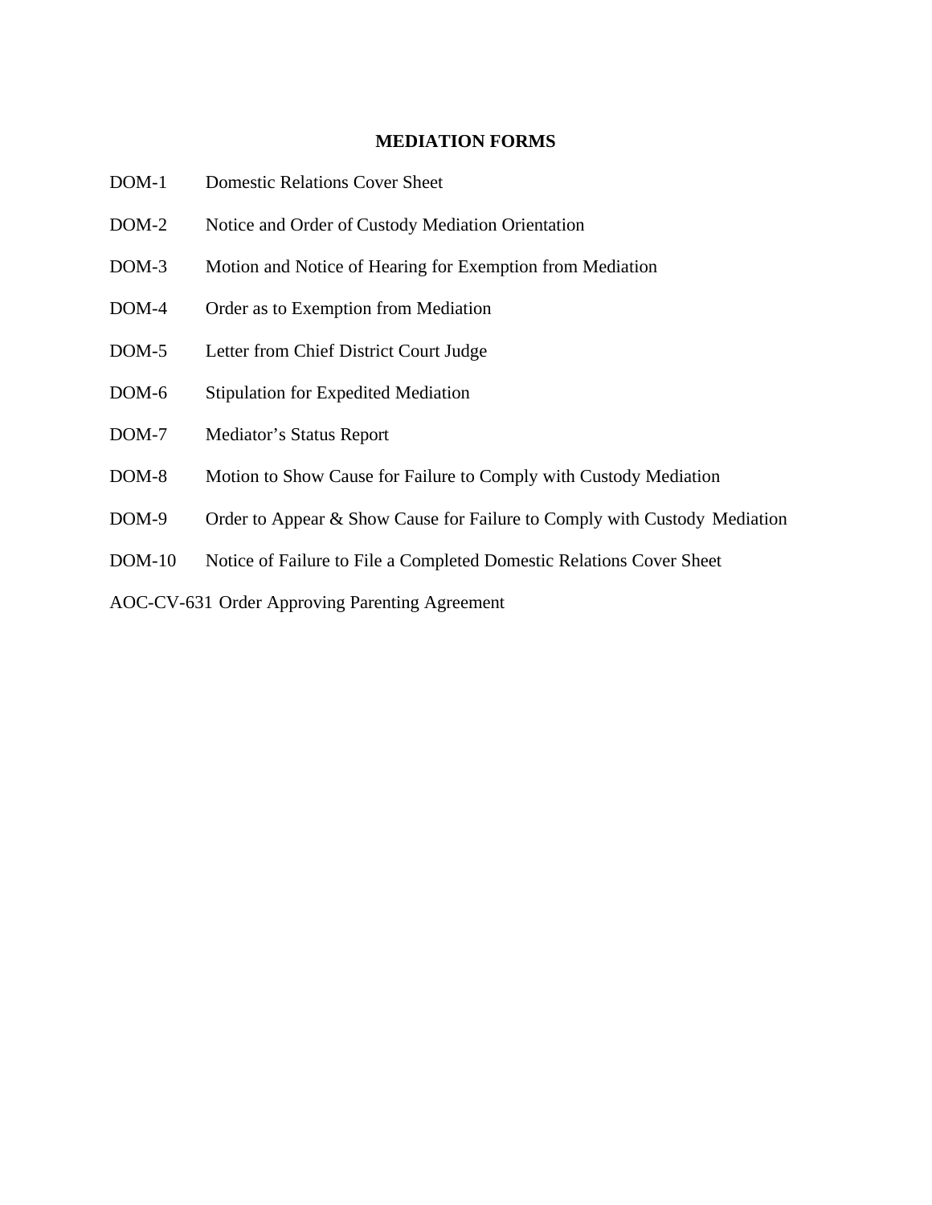## MEDIATION FORMS

DOM-1 Domestic Relations Cover Sheet

DOM-2 Notice and Order of Custody Mediation Orientation

DOM-3 Motion and Notice of Hearing for Exemption from Mediation

DOM-4 Order as to Exemption from Mediation

DOM-5 Letter from Chief District Court Judge

DOM-6 Stipulation for Expedited Mediation

DOM-7 Mediator's Status Report

DOM-8 Motion to Show Cause for Failure to Comply with Custody Mediation

DOM-9 Order to Appear & Show Cause for Failure to Comply with Custody Mediation

DOM-10 Notice of Failure to File a Completed Domestic Relations Cover Sheet

AOC-CV-631 Order Approving Parenting Agreement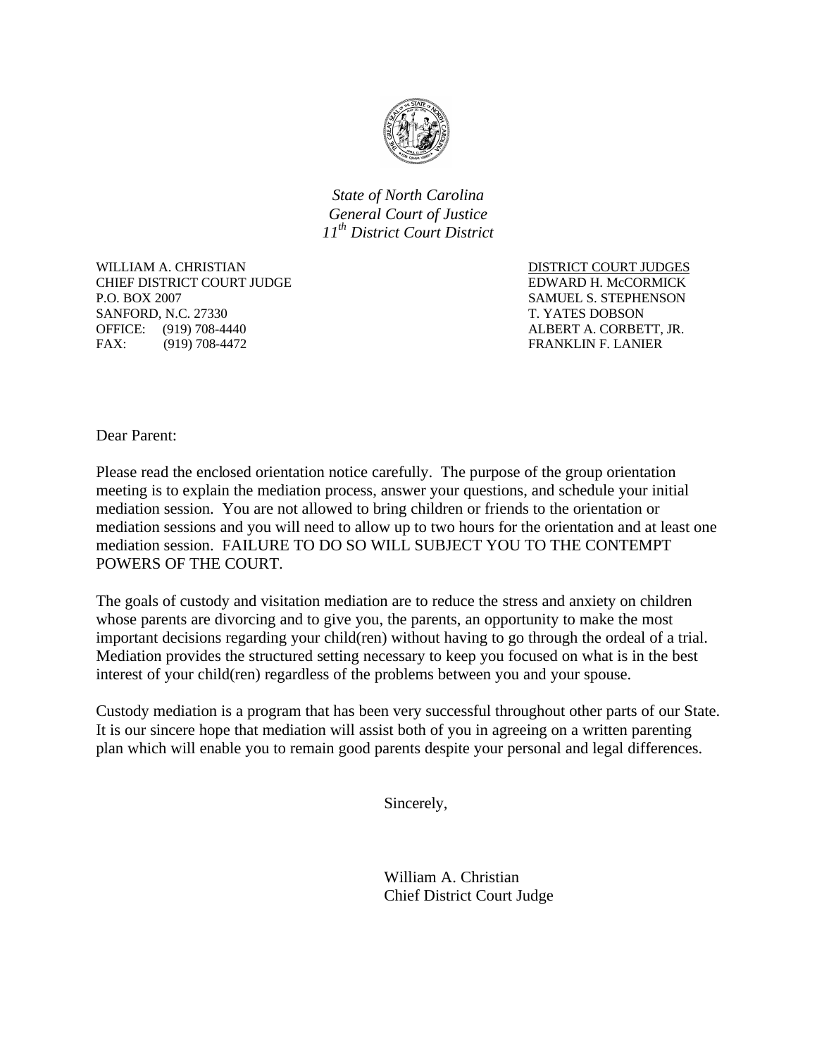*State of North Carolina*
*General Court of Justice*
*11th District Court District*

WILLIAM A. CHRISTIAN
CHIEF DISTRICT COURT JUDGE
P.O. BOX 2007
SANFORD, N.C. 27330
OFFICE: (919) 708-4440
FAX: (919) 708-4472

<u>DISTRICT COURT JUDGES</u>
EDWARD H. McCORMICK
SAMUEL S. STEPHENSON
T. YATES DOBSON
ALBERT A. CORBETT, JR.
FRANKLIN F. LANIER

Dear Parent:

Please read the enclosed orientation notice carefully. The purpose of the group orientation meeting is to explain the mediation process, answer your questions, and schedule your initial mediation session. You are not allowed to bring children or friends to the orientation or mediation sessions and you will need to allow up to two hours for the orientation and at least one mediation session. FAILURE TO DO SO WILL SUBJECT YOU TO THE CONTEMPT POWERS OF THE COURT.

The goals of custody and visitation mediation are to reduce the stress and anxiety on children whose parents are divorcing and to give you, the parents, an opportunity to make the most important decisions regarding your child(ren) without having to go through the ordeal of a trial. Mediation provides the structured setting necessary to keep you focused on what is in the best interest of your child(ren) regardless of the problems between you and your spouse.

Custody mediation is a program that has been very successful throughout other parts of our State. It is our sincere hope that mediation will assist both of you in agreeing on a written parenting plan which will enable you to remain good parents despite your personal and legal differences.

Sincerely,

William A. Christian
Chief District Court Judge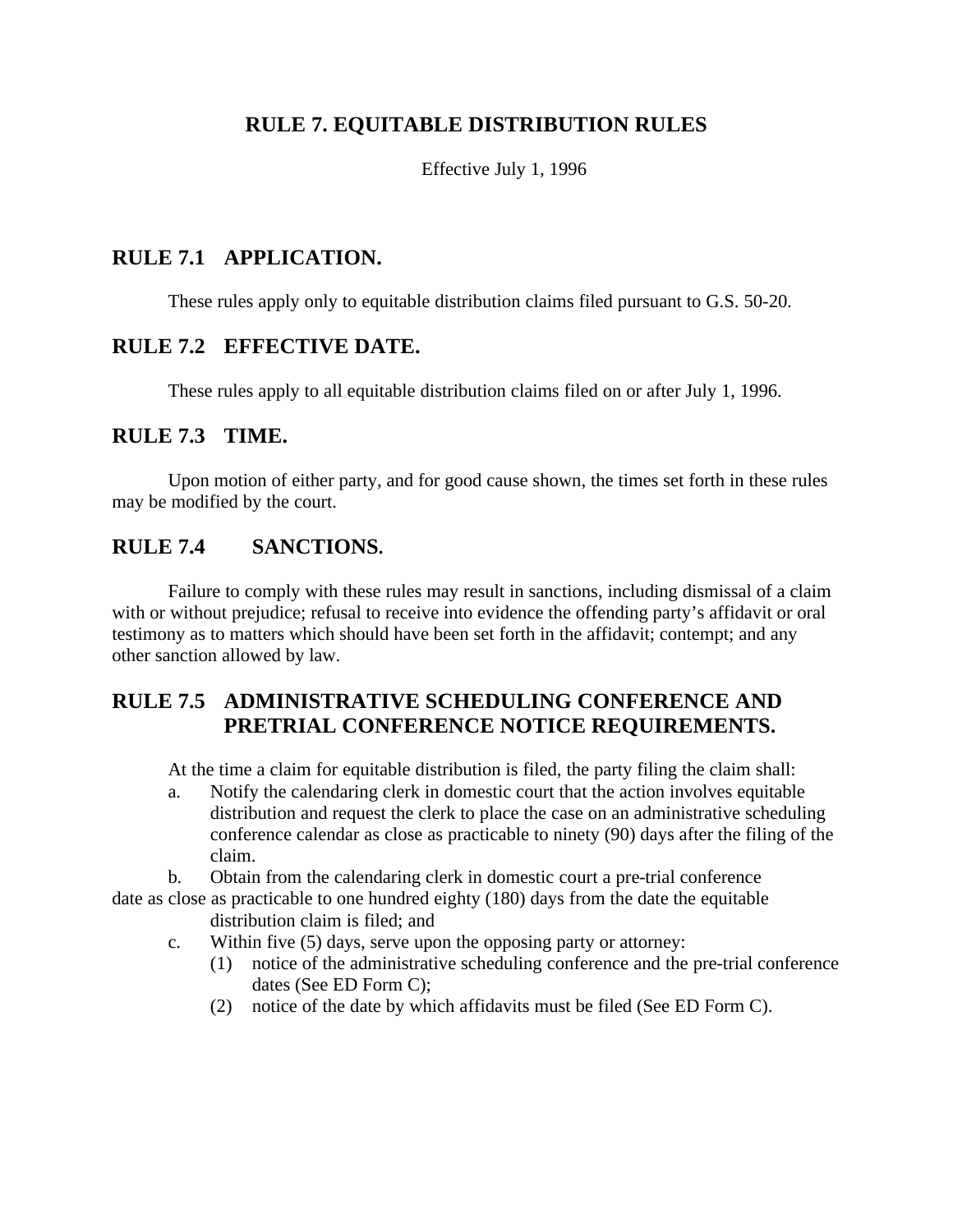# RULE 7. EQUITABLE DISTRIBUTION RULES

Effective July 1, 1996

## RULE 7.1 APPLICATION.

These rules apply only to equitable distribution claims filed pursuant to G.S. 50-20.

## RULE 7.2 EFFECTIVE DATE.

These rules apply to all equitable distribution claims filed on or after July 1, 1996.

## RULE 7.3 TIME.

Upon motion of either party, and for good cause shown, the times set forth in these rules may be modified by the court.

## RULE 7.4 SANCTIONS.

Failure to comply with these rules may result in sanctions, including dismissal of a claim with or without prejudice; refusal to receive into evidence the offending party's affidavit or oral testimony as to matters which should have been set forth in the affidavit; contempt; and any other sanction allowed by law.

## RULE 7.5 ADMINISTRATIVE SCHEDULING CONFERENCE AND PRETRIAL CONFERENCE NOTICE REQUIREMENTS.

At the time a claim for equitable distribution is filed, the party filing the claim shall:

a. Notify the calendaring clerk in domestic court that the action involves equitable distribution and request the clerk to place the case on an administrative scheduling conference calendar as close as practicable to ninety (90) days after the filing of the claim.

b. Obtain from the calendaring clerk in domestic court a pre-trial conference date as close as practicable to one hundred eighty (180) days from the date the equitable distribution claim is filed; and

c. Within five (5) days, serve upon the opposing party or attorney:
   (1) notice of the administrative scheduling conference and the pre-trial conference dates (See ED Form C);
   (2) notice of the date by which affidavits must be filed (See ED Form C).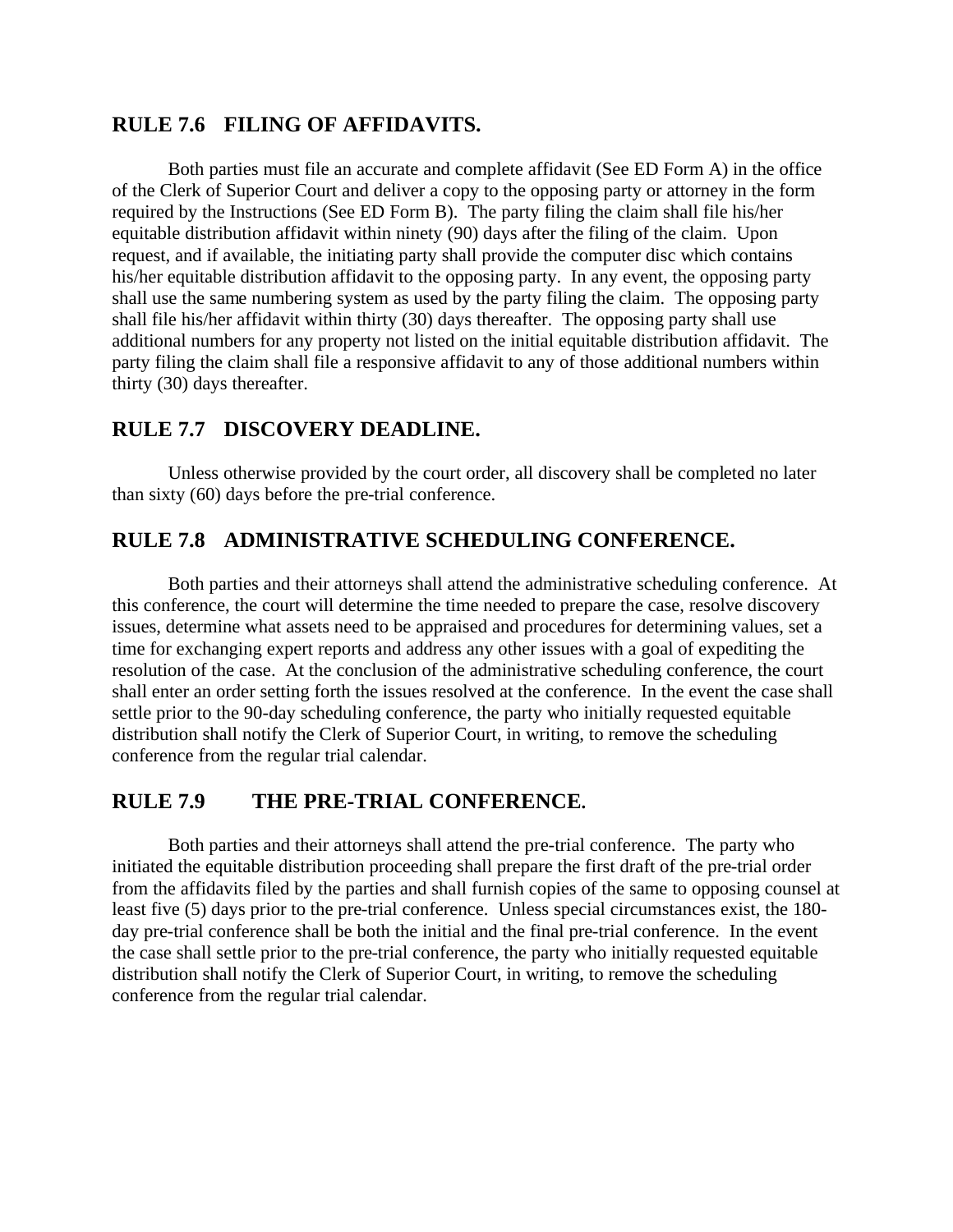## RULE 7.6 FILING OF AFFIDAVITS.

Both parties must file an accurate and complete affidavit (See ED Form A) in the office of the Clerk of Superior Court and deliver a copy to the opposing party or attorney in the form required by the Instructions (See ED Form B). The party filing the claim shall file his/her equitable distribution affidavit within ninety (90) days after the filing of the claim. Upon request, and if available, the initiating party shall provide the computer disc which contains his/her equitable distribution affidavit to the opposing party. In any event, the opposing party shall use the same numbering system as used by the party filing the claim. The opposing party shall file his/her affidavit within thirty (30) days thereafter. The opposing party shall use additional numbers for any property not listed on the initial equitable distribution affidavit. The party filing the claim shall file a responsive affidavit to any of those additional numbers within thirty (30) days thereafter.

## RULE 7.7 DISCOVERY DEADLINE.

Unless otherwise provided by the court order, all discovery shall be completed no later than sixty (60) days before the pre-trial conference.

## RULE 7.8 ADMINISTRATIVE SCHEDULING CONFERENCE.

Both parties and their attorneys shall attend the administrative scheduling conference. At this conference, the court will determine the time needed to prepare the case, resolve discovery issues, determine what assets need to be appraised and procedures for determining values, set a time for exchanging expert reports and address any other issues with a goal of expediting the resolution of the case. At the conclusion of the administrative scheduling conference, the court shall enter an order setting forth the issues resolved at the conference. In the event the case shall settle prior to the 90-day scheduling conference, the party who initially requested equitable distribution shall notify the Clerk of Superior Court, in writing, to remove the scheduling conference from the regular trial calendar.

## RULE 7.9 THE PRE-TRIAL CONFERENCE.

Both parties and their attorneys shall attend the pre-trial conference. The party who initiated the equitable distribution proceeding shall prepare the first draft of the pre-trial order from the affidavits filed by the parties and shall furnish copies of the same to opposing counsel at least five (5) days prior to the pre-trial conference. Unless special circumstances exist, the 180-day pre-trial conference shall be both the initial and the final pre-trial conference. In the event the case shall settle prior to the pre-trial conference, the party who initially requested equitable distribution shall notify the Clerk of Superior Court, in writing, to remove the scheduling conference from the regular trial calendar.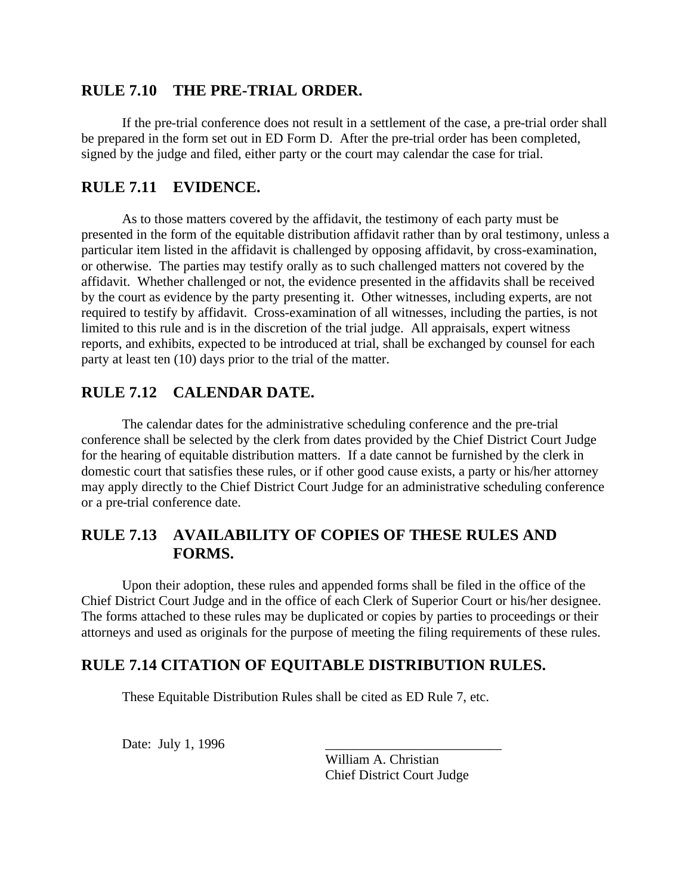## RULE 7.10 THE PRE-TRIAL ORDER.

If the pre-trial conference does not result in a settlement of the case, a pre-trial order shall be prepared in the form set out in ED Form D. After the pre-trial order has been completed, signed by the judge and filed, either party or the court may calendar the case for trial.

## RULE 7.11 EVIDENCE.

As to those matters covered by the affidavit, the testimony of each party must be presented in the form of the equitable distribution affidavit rather than by oral testimony, unless a particular item listed in the affidavit is challenged by opposing affidavit, by cross-examination, or otherwise. The parties may testify orally as to such challenged matters not covered by the affidavit. Whether challenged or not, the evidence presented in the affidavits shall be received by the court as evidence by the party presenting it. Other witnesses, including experts, are not required to testify by affidavit. Cross-examination of all witnesses, including the parties, is not limited to this rule and is in the discretion of the trial judge. All appraisals, expert witness reports, and exhibits, expected to be introduced at trial, shall be exchanged by counsel for each party at least ten (10) days prior to the trial of the matter.

## RULE 7.12 CALENDAR DATE.

The calendar dates for the administrative scheduling conference and the pre-trial conference shall be selected by the clerk from dates provided by the Chief District Court Judge for the hearing of equitable distribution matters. If a date cannot be furnished by the clerk in domestic court that satisfies these rules, or if other good cause exists, a party or his/her attorney may apply directly to the Chief District Court Judge for an administrative scheduling conference or a pre-trial conference date.

## RULE 7.13 AVAILABILITY OF COPIES OF THESE RULES AND FORMS.

Upon their adoption, these rules and appended forms shall be filed in the office of the Chief District Court Judge and in the office of each Clerk of Superior Court or his/her designee. The forms attached to these rules may be duplicated or copies by parties to proceedings or their attorneys and used as originals for the purpose of meeting the filing requirements of these rules.

## RULE 7.14 CITATION OF EQUITABLE DISTRIBUTION RULES.

These Equitable Distribution Rules shall be cited as ED Rule 7, etc.

Date: July 1, 1996

___________________________
William A. Christian
Chief District Court Judge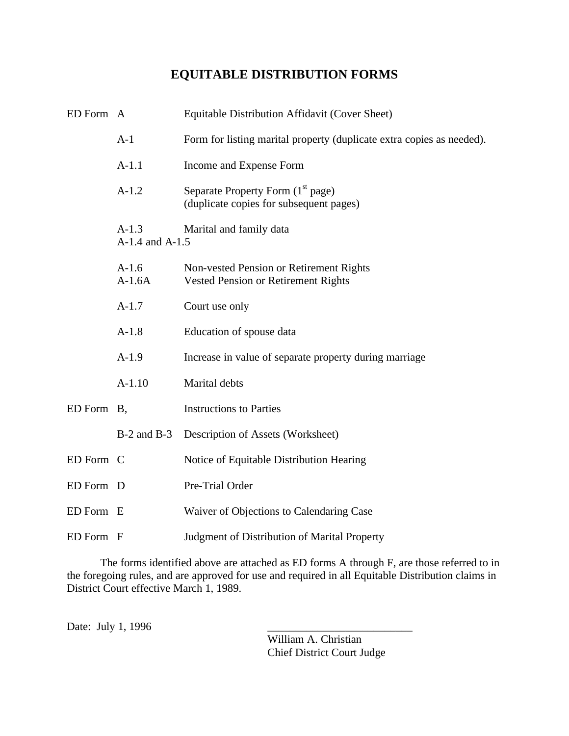# EQUITABLE DISTRIBUTION FORMS

| | | |
|---|---|---|
| ED Form | A | Equitable Distribution Affidavit (Cover Sheet) |
| | A-1 | Form for listing marital property (duplicate extra copies as needed). |
| | A-1.1 | Income and Expense Form |
| | A-1.2 | Separate Property Form (1st page) (duplicate copies for subsequent pages) |
| | A-1.3 | Marital and family data |
| | A-1.4 and A-1.5 | |
| | A-1.6 | Non-vested Pension or Retirement Rights |
| | A-1.6A | Vested Pension or Retirement Rights |
| | A-1.7 | Court use only |
| | A-1.8 | Education of spouse data |
| | A-1.9 | Increase in value of separate property during marriage |
| | A-1.10 | Marital debts |
| ED Form | B, | Instructions to Parties |
| | B-2 and B-3 | Description of Assets (Worksheet) |
| ED Form | C | Notice of Equitable Distribution Hearing |
| ED Form | D | Pre-Trial Order |
| ED Form | E | Waiver of Objections to Calendaring Case |
| ED Form | F | Judgment of Distribution of Marital Property |

The forms identified above are attached as ED forms A through F, are those referred to in the foregoing rules, and are approved for use and required in all Equitable Distribution claims in District Court effective March 1, 1989.

Date: July 1, 1996

\_\_\_\_\_\_\_\_\_\_\_\_\_\_\_\_\_\_\_\_\_\_\_\_\_\_

William A. Christian
Chief District Court Judge